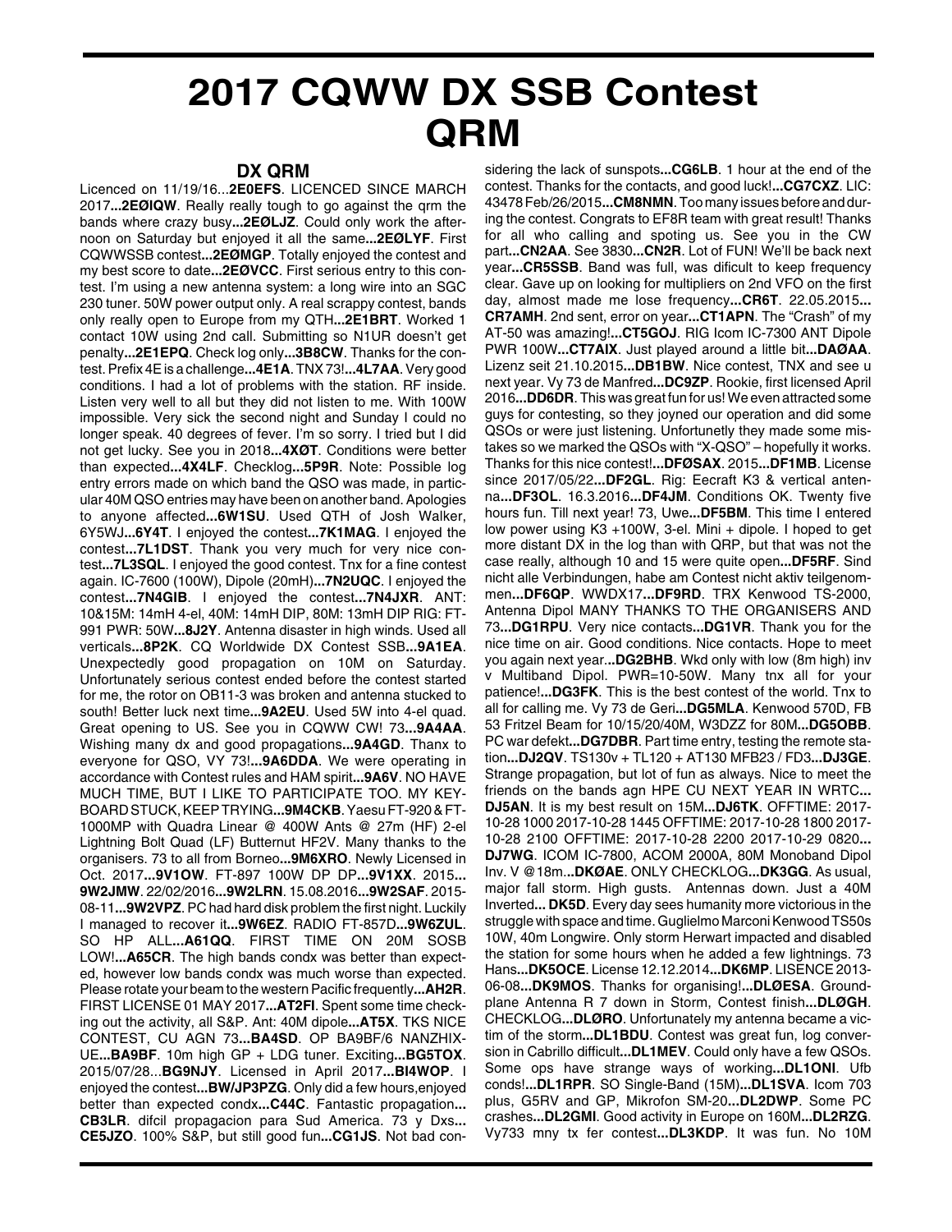# 2017 CQWW DX SSB Contest QRM

## DX QRM

Licenced on 11/19/16...**2E0EFS**. LICENCED SINCE MARCH 2017**...2EØIQW**. Really really tough to go against the qrm the bands where crazy busy**...2EØLJZ**. Could only work the afternoon on Saturday but enjoyed it all the same**...2EØLYF**. First CQWWSSB contest**...2EØMGP**. Totally enjoyed the contest and my best score to date**...2EØVCC**. First serious entry to this contest. I'm using a new antenna system: a long wire into an SGC 230 tuner. 50W power output only. A real scrappy contest, bands only really open to Europe from my QTH**...2E1BRT**. Worked 1 contact 10W using 2nd call. Submitting so N1UR doesn't get penalty**...2E1EPQ**. Check log only**...3B8CW**. Thanks for the contest. Prefix 4E is a challenge**...4E1A**. TNX 73!**...4L7AA**. Very good conditions. I had a lot of problems with the station. RF inside. Listen very well to all but they did not listen to me. With 100W impossible. Very sick the second night and Sunday I could no longer speak. 40 degrees of fever. I'm so sorry. I tried but I did not get lucky. See you in 2018**...4XØT**. Conditions were better than expected**...4X4LF**. Checklog**...5P9R**. Note: Possible log entry errors made on which band the QSO was made, in particular 40M QSO entries may have been on another band. Apologies to anyone affected**...6W1SU**. Used QTH of Josh Walker, 6Y5WJ**...6Y4T**. I enjoyed the contest**...7K1MAG**. I enjoyed the contest**...7L1DST**. Thank you very much for very nice contest**...7L3SQL**. I enjoyed the good contest. Tnx for a fine contest again. IC-7600 (100W), Dipole (20mH)**...7N2UQC**. I enjoyed the contest**...7N4GIB**. I enjoyed the contest**...7N4JXR**. ANT: 10&15M: 14mH 4-el, 40M: 14mH DIP, 80M: 13mH DIP RIG: FT-991 PWR: 50W**...8J2Y**. Antenna disaster in high winds. Used all verticals**...8P2K**. CQ Worldwide DX Contest SSB**...9A1EA**. Unexpectedly good propagation on 10M on Saturday. Unfortunately serious contest ended before the contest started for me, the rotor on OB11-3 was broken and antenna stucked to south! Better luck next time**...9A2EU**. Used 5W into 4-el quad. Great opening to US. See you in CQWW CW! 73**...9A4AA**. Wishing many dx and good propagations**...9A4GD**. Thanx to everyone for QSO, VY 73!**...9A6DDA**. We were operating in accordance with Contest rules and HAM spirit**...9A6V**. NO HAVE MUCH TIME, BUT I LIKE TO PARTICIPATE TOO. MY KEYBOARD STUCK, KEEP TRYING**...9M4CKB**. Yaesu FT-920 & FT-1000MP with Quadra Linear @ 400W Ants @ 27m (HF) 2-el Lightning Bolt Quad (LF) Butternut HF2V. Many thanks to the organisers. 73 to all from Borneo**...9M6XRO**. Newly Licensed in Oct. 2017**...9V1OW**. FT-897 100W DP DP**...9V1XX**. 2015**... 9W2JMW**. 22/02/2016**...9W2LRN**. 15.08.2016**...9W2SAF**. 2015-08-11**...9W2VPZ**. PC had hard disk problem the first night. Luckily I managed to recover it**...9W6EZ**. RADIO FT-857D**...9W6ZUL**. SO HP ALL**...A61QQ**. FIRST TIME ON 20M SOSB LOW!**...A65CR**. The high bands condx was better than expected, however low bands condx was much worse than expected. Please rotate your beam to the western Pacific frequently**...AH2R**. FIRST LICENSE 01 MAY 2017**...AT2FI**. Spent some time checking out the activity, all S&P. Ant: 40M dipole**...AT5X**. TKS NICE CONTEST, CU AGN 73**...BA4SD**. OP BA9BF/6 NANZHIXUE**...BA9BF**. 10m high GP + LDG tuner. Exciting**...BG5TOX**. 2015/07/28...**BG9NJY**. Licensed in April 2017**...BI4WOP**. I enjoyed the contest**...BW/JP3PZG**. Only did a few hours,enjoyed better than expected condx**...C44C**. Fantastic propagation**... CB3LR**. difcil propagacion para Sud America. 73 y Dxs**... CE5JZO**. 100% S&P, but still good fun**...CG1JS**. Not bad considering the lack of sunspots**...CG6LB**. 1 hour at the end of the contest. Thanks for the contacts, and good luck!**...CG7CXZ**. LIC: 43478 Feb/26/2015**...CM8NMN**. Too many issues before and during the contest. Congrats to EF8R team with great result! Thanks for all who calling and spoting us. See you in the CW part**...CN2AA**. See 3830**...CN2R**. Lot of FUN! We'll be back next year**...CR5SSB**. Band was full, was dificult to keep frequency clear. Gave up on looking for multipliers on 2nd VFO on the first day, almost made me lose frequency**...CR6T**. 22.05.2015**... CR7AMH**. 2nd sent, error on year**...CT1APN**. The "Crash" of my AT-50 was amazing!**...CT5GOJ**. RIG Icom IC-7300 ANT Dipole PWR 100W**...CT7AIX**. Just played around a little bit**...DAØAA**. Lizenz seit 21.10.2015**...DB1BW**. Nice contest, TNX and see u next year. Vy 73 de Manfred**...DC9ZP**. Rookie, first licensed April 2016**...DD6DR**. This was great fun for us! We even attracted some guys for contesting, so they joyned our operation and did some QSOs or were just listening. Unfortunetly they made some mistakes so we marked the QSOs with "X-QSO" – hopefully it works. Thanks for this nice contest!**...DFØSAX**. 2015**...DF1MB**. License since 2017/05/22**...DF2GL**. Rig: Eecraft K3 & vertical antenna**...DF3OL**. 16.3.2016**...DF4JM**. Conditions OK. Twenty five hours fun. Till next year! 73, Uwe**...DF5BM**. This time I entered low power using K3 +100W, 3-el. Mini + dipole. I hoped to get more distant DX in the log than with QRP, but that was not the case really, although 10 and 15 were quite open**...DF5RF**. Sind nicht alle Verbindungen, habe am Contest nicht aktiv teilgenommen**...DF6QP**. WWDX17**...DF9RD**. TRX Kenwood TS-2000, Antenna Dipol MANY THANKS TO THE ORGANISERS AND 73**...DG1RPU**. Very nice contacts**...DG1VR**. Thank you for the nice time on air. Good conditions. Nice contacts. Hope to meet you again next year**...DG2BHB**. Wkd only with low (8m high) inv v Multiband Dipol. PWR=10-50W. Many tnx all for your patience!**...DG3FK**. This is the best contest of the world. Tnx to all for calling me. Vy 73 de Geri**...DG5MLA**. Kenwood 570D, FB 53 Fritzel Beam for 10/15/20/40M, W3DZZ for 80M**...DG5OBB**. PC war defekt**...DG7DBR**. Part time entry, testing the remote station**...DJ2QV**. TS130v + TL120 + AT130 MFB23 / FD3**...DJ3GE**. Strange propagation, but lot of fun as always. Nice to meet the friends on the bands agn HPE CU NEXT YEAR IN WRTC**... DJ5AN**. It is my best result on 15M**...DJ6TK**. OFFTIME: 2017-10-28 1000 2017-10-28 1445 OFFTIME: 2017-10-28 1800 2017-10-28 2100 OFFTIME: 2017-10-28 2200 2017-10-29 0820**... DJ7WG**. ICOM IC-7800, ACOM 2000A, 80M Monoband Dipol Inv. V @18m**...DKØAE**. ONLY CHECKLOG**...DK3GG**. As usual, major fall storm. High gusts. Antennas down. Just a 40M Inverted**... DK5D**. Every day sees humanity more victorious in the struggle with space and time. Guglielmo Marconi Kenwood TS50s 10W, 40m Longwire. Only storm Herwart impacted and disabled the station for some hours when he added a few lightnings. 73 Hans**...DK5OCE**. License 12.12.2014**...DK6MP**. LISENCE 2013-06-08**...DK9MOS**. Thanks for organising!**...DLØESA**. Groundplane Antenna R 7 down in Storm, Contest finish**...DLØGH**. CHECKLOG**...DLØRO**. Unfortunately my antenna became a victim of the storm**...DL1BDU**. Contest was great fun, log conversion in Cabrillo difficult**...DL1MEV**. Could only have a few QSOs. Some ops have strange ways of working**...DL1ONI**. Ufb conds!**...DL1RPR**. SO Single-Band (15M)**...DL1SVA**. Icom 703 plus, G5RV and GP, Mikrofon SM-20**...DL2DWP**. Some PC crashes**...DL2GMI**. Good activity in Europe on 160M**...DL2RZG**. Vy733 mny tx fer contest**...DL3KDP**. It was fun. No 10M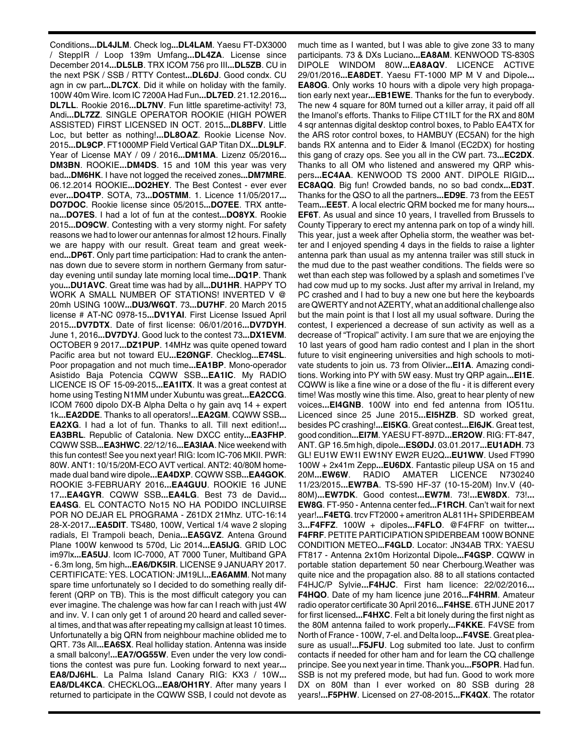Conditions**...DL4JLM**. Check log**...DL4LAM**. Yaesu FT-DX3000 / SteppIR / Loop 139m Umfang**...DL4ZA**. License since December 2014**...DL5LB**. TRX ICOM 756 pro III**...DL5ZB**. CU in the next PSK / SSB / RTTY Contest**...DL6DJ**. Good condx. CU agn in cw part**...DL7CX**. Did it while on holiday with the family. 100W 40m Wire. Icom IC 7200A Had Fun**...DL7ED**. 21.12.2016**... DL7LL**. Rookie 2016**...DL7NV**. Fun little sparetime-activity! 73, Andi**...DL7ZZ**. SINGLE OPERATOR ROOKIE (HIGH POWER ASSISTED) FIRST LICENSED IN OCT. 2015**...DL8BFV**. Little Loc, but better as nothing!**...DL8OAZ**. Rookie License Nov. 2015**...DL9CP**. FT1000MP Field Vertical GAP Titan DX**...DL9LF**. Year of License MAY / 09 / 2016**...DM1MA**. Lizenz 05/2016**... DM3BN**. ROOKIE**...DM4DS**. 15 and 10M this year was very bad**...DM6HK**. I have not logged the received zones**...DM7MRE**. 06.12.2014 ROOKIE**...DO2HEY**. The Best Contest - ever ever ever**...DO4TP**. SOTA, 73**...DO5TMM**. 1. Licence 11/05/2017**... DO7DOC**. Rookie license since 05/2015**...DO7EE**. TRX antte-na**...DO7ES**. I had a lot of fun at the contest**...DO8YX**. Rookie 2015**...DO9CW**. Contesting with a very stormy night. For safety reasons we had to lower our antennas for almost 12 hours. Finally we are happy with our result. Great team and great week-end**...DP6T**. Only part time participation: Had to crank the antennas down due to severe storm in northern Germany from saturday evening until sunday late morning local time**...DQ1P**. Thank you**...DU1AVC**. Great time was had by all**...DU1HR**. HAPPY TO WORK A SMALL NUMBER OF STATIONS! INVERTED V @ 20mh USING 100W**...DU3/W6QT**. 73**...DU7HF**. 20 March 2015 license # AT-NC 0978-15**...DV1YAI**. First License Issued April 2015**...DV7DTX**. Date of first license: 06/01/2016**...DV7DYH**. June 1, 2016**...DV7DYJ**. Good luck to the contest 73**...DX1EVM**. OCTOBER 9 2017**...DZ1PUP**. 14MHz was quite opened toward Pacific area but not toward EU**...E2ØNGF**. Checklog**...E74SL**. Poor propagation and not much time**...EA1BP**. Mono-operador Asistido Baja Potencia CQWW SSB**...EA1IC**. My RADIO LICENCE IS OF 15-09-2015**...EA1ITX**. It was a great contest at home using Testing N1MM under Xubuntu was great**...EA2CCG**. ICOM 7600 dipolo DX-B Alpha Delta o hy gain avq 14 + expert 1k**...EA2DDE**. Thanks to all operators!**...EA2GM**. CQWW SSB**... EA2XG**. I had a lot of fun. Thanks to all. Till next edition!**... EA3BRL**. Republic of Catalonia. New DXCC entity**...EA3FHP**. CQWW SSB**...EA3HWC**. 22/12/16**...EA3IAA**. Nice weekend with this fun contest! See you next year! RIG: Icom IC-706 MKII. PWR: 80W. ANT1: 10/15/20M-ECO AVT vertical. ANT2: 40/80M homemade dual band wire dipole**...EA4DXP**. CQWW SSB**...EA4GOK**. ROOKIE 3-FEBRUARY 2016**...EA4GUU**. ROOKIE 16 JUNE 17**...EA4GYR**. CQWW SSB**...EA4LG**. Best 73 de David**... EA4SG**. EL CONTACTO No15 NO HA PODIDO INCLUIRSE POR NO DEJAR EL PROGRAMA - Z61DX 21Mhz. UTC-16:14 28-X-2017**...EA5DIT**. TS480, 100W, Vertical 1/4 wave 2 sloping radials, El Trampoli beach, Denia**...EA5GVZ**. Antena Ground Plane 100W kenwood ts 570d, Lic 2014**...EA5IJG**. GRID LOC im97lx**...EA5UJ**. Icom IC-7000, AT 7000 Tuner, Multiband GPA - 6.3m long, 5m high**...EA6/DK5IR**. LICENSE 9 JANUARY 2017. CERTIFICATE: YES. LOCATION: JM19LI**...EA6AMM**. Not many spare time unfortunately so I decided to do something really different (QRP on TB). This is the most difficult category you can ever imagine. The chalenge was how far can I reach with just 4W and inv. V. I can only get 1 of around 20 heard and called several times, and that was after repeating my callsign at least 10 times. Unfortunatelly a big QRN from neighbour machine oblided me to QRT. 73s All**...EA6SX**. Real holliday station. Antenna was inside a small balcony!**...EA7/OG55W**. Even under the very low conditions the contest was pure fun. Looking forward to next year**... EA8/DJ6HL**. La Palma Island Canary RIG: KX3 / 10W**... EA8/DL4KCA**. CHECKLOG**...EA8/OH1RY**. After many years I returned to participate in the CQWW SSB, I could not devote as much time as I wanted, but I was able to give zone 33 to many participants. 73 & DXs Luciano**...EA8AM**. KENWOOD TS-830S DIPOLE WINDOM 80W**...EA8AQV**. LICENCE ACTIVE 29/01/2016**...EA8DET**. Yaesu FT-1000 MP M V and Dipole**... EA8OG**. Only works 10 hours with a dipole very high propagation early next year**...EB1EWE**. Thanks for the fun to everybody. The new 4 square for 80M turned out a killer array, it paid off all the Imanol's efforts. Thanks to Filipe CT1ILT for the RX and 80M 4 sqr antennas digital desktop control boxes, to Pablo EA4TX for the ARS rotor control boxes, to HAMBUY (EC5AN) for the high bands RX antenna and to Eider & Imanol (EC2DX) for hosting this gang of crazy ops. See you all in the CW part. 73**...EC2DX**. Thanks to all OM who listened and answered my QRP whispers**...EC4AA**. KENWOOD TS 2000 ANT. DIPOLE RIGID**... EC8AQQ**. Big fun! Crowded bands, no so bad condx**...ED3T**. Thanks for the QSO to all the partners**...ED9E**. 73 from the EE5T Team**...EE5T**. A local electric QRM bocked me for many hours**... EF6T**. As usual and since 10 years, I travelled from Brussels to County Tipperary to erect my antenna park on top of a windy hill. This year, just a week after Ophelia storm, the weather was better and I enjoyed spending 4 days in the fields to raise a lighter antenna park than usual as my antenna trailer was still stuck in the mud due to the past weather conditions. The fields were so wet than each step was followed by a splash and sometimes I've had cow mud up to my socks. Just after my arrival in Ireland, my PC crashed and I had to buy a new one but here the keyboards are QWERTY and not AZERTY, what an additional challenge also but the main point is that I lost all my usual software. During the contest, I experienced a decrease of sun activity as well as a decrease of "Tropical" activity. I am sure that we are enjoying the 10 last years of good ham radio contest and I plan in the short future to visit engineering universities and high schools to motivate students to join us. 73 from Olivier**...EI1A**. Amazing conditions. Working into PY with 5W easy. Must try QRP again**...EI1E**. CQWW is like a fine wine or a dose of the flu - it is different every time! Was mostly wine this time. Also, great to hear plenty of new voices**...EI4GNB**. 100W into end fed antenna from IO51tu. Licenced since 25 June 2015**...EI5HZB**. SD worked great, besides PC crashing!**...EI5KG**. Great contest**...EI6JK**. Great test, good condition**...EI7M**. YAESU FT-897D**...ER2OW**. RIG: FT-847, ANT. GP 16.5m high, dipole**...ESØDJ**. 03.01.2017**...EU1ADH**. 73 GL! EU1W EW1I EW1NY EW2R EU2Q**...EU1WW**. Used FT990 100W + 2x41m Zepp**...EU6DX**. Fantastic pileup USA on 15 and 20M**...EW6W**. RADIO AMATER LICENCE N730240 11/23/2015**...EW7BA**. TS-590 HF-37 (10-15-20M) Inv.V (40-80M)**...EW7DK**. Good contest**...EW7M**. 73!**...EW8DX**. 73!**... EW8G**. FT-950 - Antenna center fed**...F1RCH**. Can't wait for next year!**...F4ETG**. trcv FT2000 + ameritron AL811H+ SPIDERBEAM 3**...F4FFZ**. 100W + dipoles**...F4FLO**. @F4FRF on twitter**... F4FRF**. PETITE PARTICIPATION SPIDERBEAM 100W BONNE CONDITION METEO**...F4GLD**. Locator: JN34AB TRX: YAESU FT817 - Antenna 2x10m Horizontal Dipole**...F4GSP**. CQWW in portable station departement 50 near Cherbourg.Weather was quite nice and the propagation also. 88 to all stations contacted F4HJC/P Sylvie**...F4HJC**. First ham licence: 22/02/2016**... F4HQO**. Date of my ham licence june 2016**...F4HRM**. Amateur radio operator certificate 30 April 2016**...F4HSE**. 6TH JUNE 2017 for first licensed**...F4HXC**. Felt a bit lonely during the first night as the 80M antenna failed to work properly**...F4KKE**. F4VSE from North of France - 100W, 7-el. and Delta loop**...F4VSE**. Great pleasure as usual!**...F5JFU**. Log submited too late. Just to confirm contacts if needed for other ham and for learn the CQ challenge principe. See you next year in time. Thank you**...F5OPR**. Had fun. SSB is not my prefered mode, but had fun. Good to work more DX on 80M than I ever worked on 80 SSB during 28 years!**...F5PHW**. Licensed on 27-08-2015**...FK4QX**. The rotator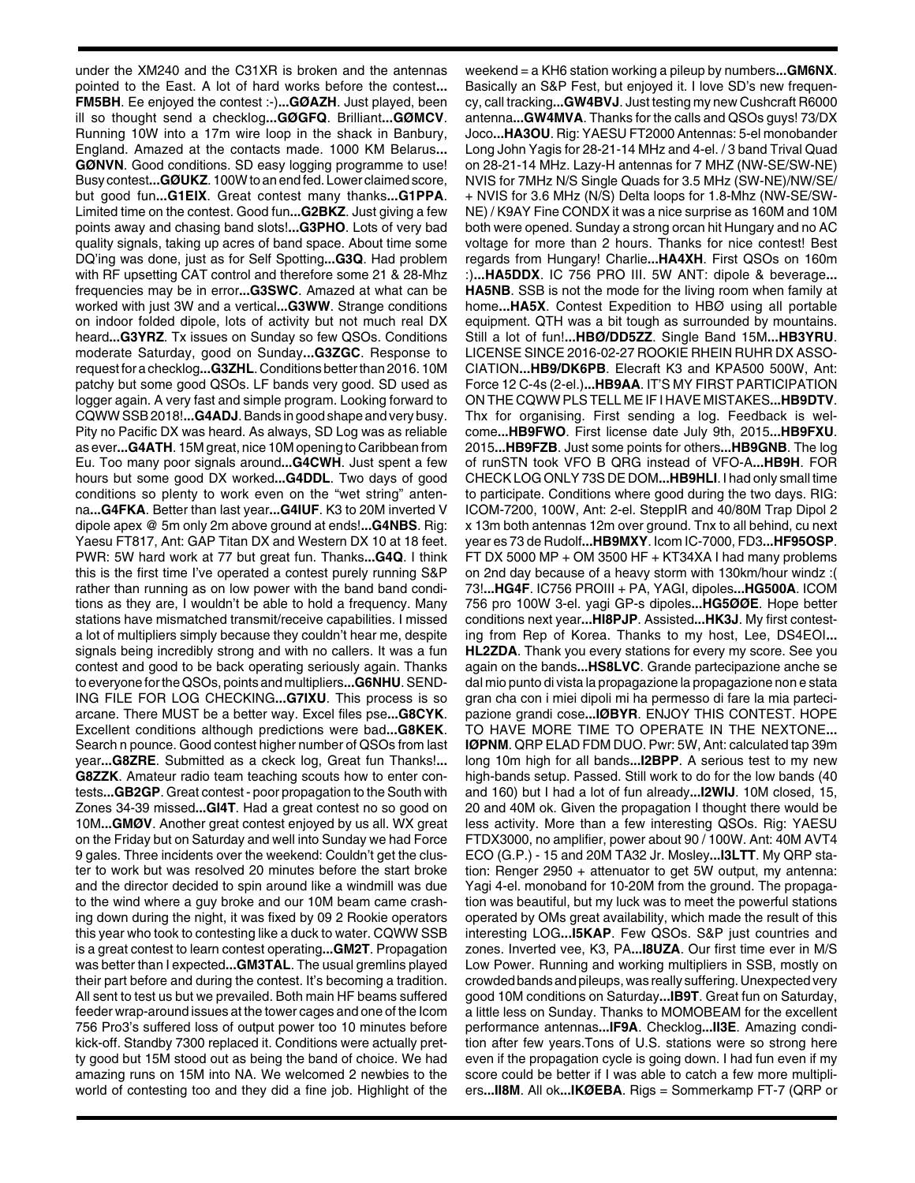under the XM240 and the C31XR is broken and the antennas pointed to the East. A lot of hard works before the contest**...FM5BH**. Ee enjoyed the contest :-)**...GØAZH**. Just played, been ill so thought send a checklog**...GØGFQ**. Brilliant**...GØMCV**. Running 10W into a 17m wire loop in the shack in Banbury, England. Amazed at the contacts made. 1000 KM Belarus**...GØNVN**. Good conditions. SD easy logging programme to use! Busy contest**...GØUKZ**. 100W to an end fed. Lower claimed score, but good fun**...G1EIX**. Great contest many thanks**...G1PPA**. Limited time on the contest. Good fun**...G2BKZ**. Just giving a few points away and chasing band slots!**...G3PHO**. Lots of very bad quality signals, taking up acres of band space. About time some DQ'ing was done, just as for Self Spotting**...G3Q**. Had problem with RF upsetting CAT control and therefore some 21 & 28-Mhz frequencies may be in error**...G3SWC**. Amazed at what can be worked with just 3W and a vertical**...G3WW**. Strange conditions on indoor folded dipole, lots of activity but not much real DX heard**...G3YRZ**. Tx issues on Sunday so few QSOs. Conditions moderate Saturday, good on Sunday**...G3ZGC**. Response to request for a checklog**...G3ZHL**. Conditions better than 2016. 10M patchy but some good QSOs. LF bands very good. SD used as logger again. A very fast and simple program. Looking forward to CQWW SSB 2018!**...G4ADJ**. Bands in good shape and very busy. Pity no Pacific DX was heard. As always, SD Log was as reliable as ever**...G4ATH**. 15M great, nice 10M opening to Caribbean from Eu. Too many poor signals around**...G4CWH**. Just spent a few hours but some good DX worked**...G4DDL**. Two days of good conditions so plenty to work even on the "wet string" antenna**...G4FKA**. Better than last year**...G4IUF**. K3 to 20M inverted V dipole apex @ 5m only 2m above ground at ends!**...G4NBS**. Rig: Yaesu FT817, Ant: GAP Titan DX and Western DX 10 at 18 feet. PWR: 5W hard work at 77 but great fun. Thanks**...G4Q**. I think this is the first time I've operated a contest purely running S&P rather than running as on low power with the band band conditions as they are, I wouldn't be able to hold a frequency. Many stations have mismatched transmit/receive capabilities. I missed a lot of multipliers simply because they couldn't hear me, despite signals being incredibly strong and with no callers. It was a fun contest and good to be back operating seriously again. Thanks to everyone for the QSOs, points and multipliers**...G6NHU**. SENDING FILE FOR LOG CHECKING**...G7IXU**. This process is so arcane. There MUST be a better way. Excel files pse**...G8CYK**. Excellent conditions although predictions were bad**...G8KEK**. Search n pounce. Good contest higher number of QSOs from last year**...G8ZRE**. Submitted as a ckeck log, Great fun Thanks!**...G8ZZK**. Amateur radio team teaching scouts how to enter contests**...GB2GP**. Great contest - poor propagation to the South with Zones 34-39 missed**...GI4T**. Had a great contest no so good on 10M**...GMØV**. Another great contest enjoyed by us all. WX great on the Friday but on Saturday and well into Sunday we had Force 9 gales. Three incidents over the weekend: Couldn't get the cluster to work but was resolved 20 minutes before the start broke and the director decided to spin around like a windmill was due to the wind where a guy broke and our 10M beam came crashing down during the night, it was fixed by 09 2 Rookie operators this year who took to contesting like a duck to water. CQWW SSB is a great contest to learn contest operating**...GM2T**. Propagation was better than I expected**...GM3TAL**. The usual gremlins played their part before and during the contest. It's becoming a tradition. All sent to test us but we prevailed. Both main HF beams suffered feeder wrap-around issues at the tower cages and one of the Icom 756 Pro3's suffered loss of output power too 10 minutes before kick-off. Standby 7300 replaced it. Conditions were actually pretty good but 15M stood out as being the band of choice. We had amazing runs on 15M into NA. We welcomed 2 newbies to the world of contesting too and they did a fine job. Highlight of the weekend = a KH6 station working a pileup by numbers**...GM6NX**. Basically an S&P Fest, but enjoyed it. I love SD's new frequency, call tracking**...GW4BVJ**. Just testing my new Cushcraft R6000 antenna**...GW4MVA**. Thanks for the calls and QSOs guys! 73/DX Joco**...HA3OU**. Rig: YAESU FT2000 Antennas: 5-el monobander Long John Yagis for 28-21-14 MHz and 4-el. / 3 band Trival Quad on 28-21-14 MHz. Lazy-H antennas for 7 MHZ (NW-SE/SW-NE) NVIS for 7MHz N/S Single Quads for 3.5 MHz (SW-NE)/NW/SE/ + NVIS for 3.6 MHz (N/S) Delta loops for 1.8-Mhz (NW-SE/SW-NE) / K9AY Fine CONDX it was a nice surprise as 160M and 10M both were opened. Sunday a strong orcan hit Hungary and no AC voltage for more than 2 hours. Thanks for nice contest! Best regards from Hungary! Charlie**...HA4XH**. First QSOs on 160m :)**...HA5DDX**. IC 756 PRO III. 5W ANT: dipole & beverage**...HA5NB**. SSB is not the mode for the living room when family at home**...HA5X**. Contest Expedition to HBØ using all portable equipment. QTH was a bit tough as surrounded by mountains. Still a lot of fun!**...HBØ/DD5ZZ**. Single Band 15M**...HB3YRU**. LICENSE SINCE 2016-02-27 ROOKIE RHEIN RUHR DX ASSOCIATION**...HB9/DK6PB**. Elecraft K3 and KPA500 500W, Ant: Force 12 C-4s (2-el.)**...HB9AA**. IT'S MY FIRST PARTICIPATION ON THE CQWW PLS TELL ME IF I HAVE MISTAKES**...HB9DTV**. Thx for organising. First sending a log. Feedback is welcome**...HB9FWO**. First license date July 9th, 2015**...HB9FXU**. 2015**...HB9FZB**. Just some points for others**...HB9GNB**. The log of runSTN took VFO B QRG instead of VFO-A**...HB9H**. FOR CHECK LOG ONLY 73S DE DOM**...HB9HLI**. I had only small time to participate. Conditions where good during the two days. RIG: ICOM-7200, 100W, Ant: 2-el. SteppIR and 40/80M Trap Dipol 2 x 13m both antennas 12m over ground. Tnx to all behind, cu next year es 73 de Rudolf**...HB9MXY**. Icom IC-7000, FD3**...HF95OSP**. FT DX 5000 MP + OM 3500 HF + KT34XA I had many problems on 2nd day because of a heavy storm with 130km/hour windz :( 73!**...HG4F**. IC756 PROIII + PA, YAGI, dipoles**...HG500A**. ICOM 756 pro 100W 3-el. yagi GP-s dipoles**...HG5ØØE**. Hope better conditions next year**...HI8PJP**. Assisted**...HK3J**. My first contesting from Rep of Korea. Thanks to my host, Lee, DS4EOI**...HL2ZDA**. Thank you every stations for every my score. See you again on the bands**...HS8LVC**. Grande partecipazione anche se dal mio punto di vista la propagazione la propagazione non e stata gran cha con i miei dipoli mi ha permesso di fare la mia partecipazione grandi cose**...IØBYR**. ENJOY THIS CONTEST. HOPE TO HAVE MORE TIME TO OPERATE IN THE NEXTONE**...IØPNM**. QRP ELAD FDM DUO. Pwr: 5W, Ant: calculated tap 39m long 10m high for all bands**...I2BPP**. A serious test to my new high-bands setup. Passed. Still work to do for the low bands (40 and 160) but I had a lot of fun already**...I2WIJ**. 10M closed, 15, 20 and 40M ok. Given the propagation I thought there would be less activity. More than a few interesting QSOs. Rig: YAESU FTDX3000, no amplifier, power about 90 / 100W. Ant: 40M AVT4 ECO (G.P.) - 15 and 20M TA32 Jr. Mosley**...I3LTT**. My QRP station: Renger 2950 + attenuator to get 5W output, my antenna: Yagi 4-el. monoband for 10-20M from the ground. The propagation was beautiful, but my luck was to meet the powerful stations operated by OMs great availability, which made the result of this interesting LOG**...I5KAP**. Few QSOs. S&P just countries and zones. Inverted vee, K3, PA**...I8UZA**. Our first time ever in M/S Low Power. Running and working multipliers in SSB, mostly on crowded bands and pileups, was really suffering. Unexpected very good 10M conditions on Saturday**...IB9T**. Great fun on Saturday, a little less on Sunday. Thanks to MOMOBEAM for the excellent performance antennas**...IF9A**. Checklog**...II3E**. Amazing condition after few years.Tons of U.S. stations were so strong here even if the propagation cycle is going down. I had fun even if my score could be better if I was able to catch a few more multipliers**...II8M**. All ok**...IKØEBA**. Rigs = Sommerkamp FT-7 (QRP or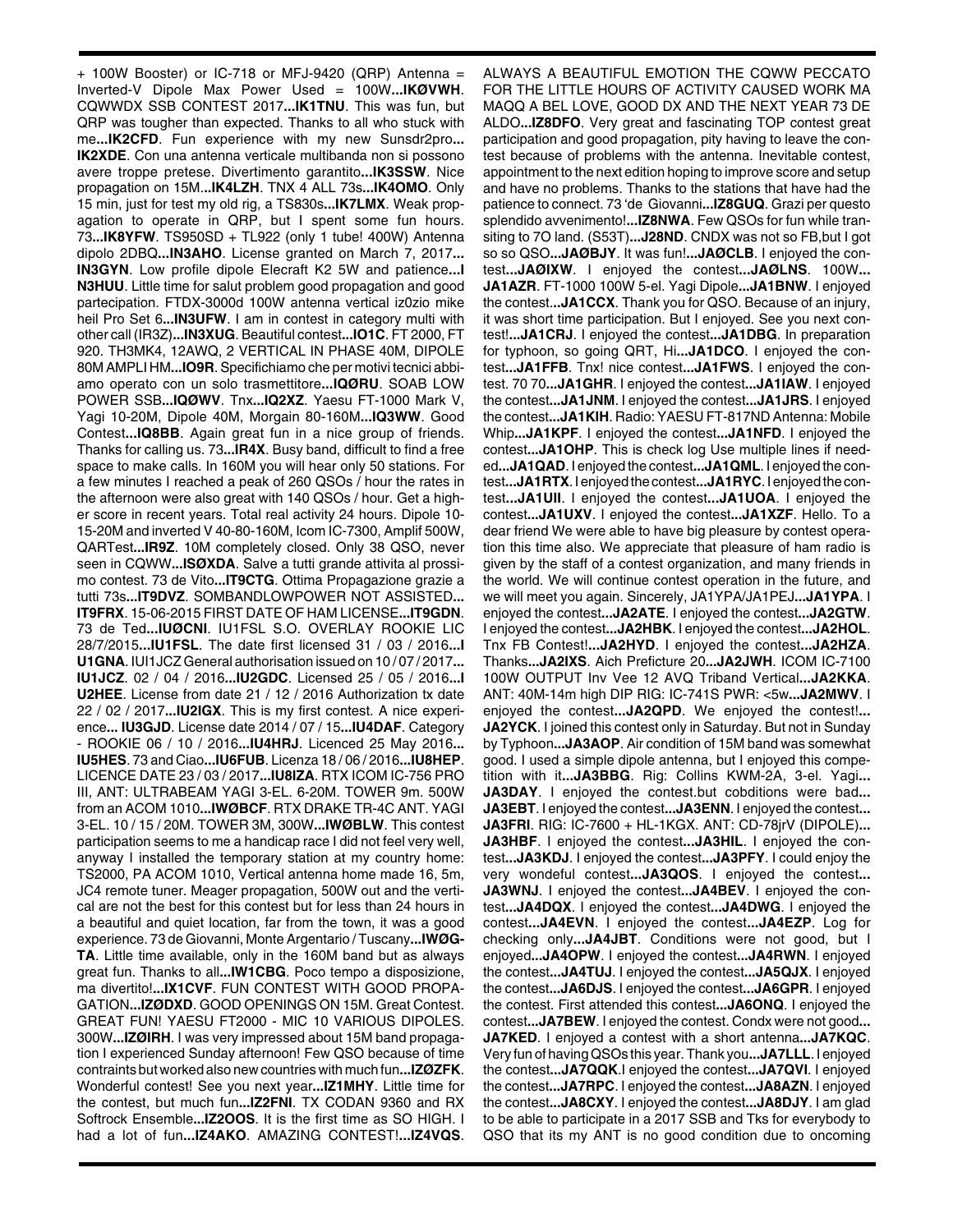+ 100W Booster) or IC-718 or MFJ-9420 (QRP) Antenna = Inverted-V Dipole Max Power Used = 100W...**IKØVWH**. CQWWDX SSB CONTEST 2017...**IK1TNU**. This was fun, but QRP was tougher than expected. Thanks to all who stuck with me...**IK2CFD**. Fun experience with my new Sunsdr2pro... **IK2XDE**. Con una antenna verticale multibanda non si possono avere troppe pretese. Divertimento garantito...**IK3SSW**. Nice propagation on 15M...**IK4LZH**. TNX 4 ALL 73s...**IK4OMO**. Only 15 min, just for test my old rig, a TS830s...**IK7LMX**. Weak propagation to operate in QRP, but I spent some fun hours. 73...**IK8YFW**. TS950SD + TL922 (only 1 tube! 400W) Antenna dipolo 2DBQ...**IN3AHO**. License granted on March 7, 2017... **IN3GYN**. Low profile dipole Elecraft K2 5W and patience...**IN3HUU**. Little time for salut problem good propagation and good partecipation. FTDX-3000d 100W antenna vertical iz0zio mike heil Pro Set 6...**IN3UFW**. I am in contest in category multi with other call (IR3Z)...**IN3XUG**. Beautiful contest...**IO1C**. FT 2000, FT 920. TH3MK4, 12AWQ, 2 VERTICAL IN PHASE 40M, DIPOLE 80M AMPLI HM...**IO9R**. Specifichiamo che per motivi tecnici abbiamo operato con un solo trasmettitore...**IQØRU**. SOAB LOW POWER SSB...**IQØWV**. Tnx...**IQ2XZ**. Yaesu FT-1000 Mark V, Yagi 10-20M, Dipole 40M, Morgain 80-160M...**IQ3WW**. Good Contest...**IQ8BB**. Again great fun in a nice group of friends. Thanks for calling us. 73...**IR4X**. Busy band, difficult to find a free space to make calls. In 160M you will hear only 50 stations. For a few minutes I reached a peak of 260 QSOs / hour the rates in the afternoon were also great with 140 QSOs / hour. Get a higher score in recent years. Total real activity 24 hours. Dipole 10-15-20M and inverted V 40-80-160M, Icom IC-7300, Amplif 500W, QARTest...**IR9Z**. 10M completely closed. Only 38 QSO, never seen in CQWW...**ISØXDA**. Salve a tutti grande attivita al prossimo contest. 73 de Vito...**IT9CTG**. Ottima Propagazione grazie a tutti 73s...**IT9DVZ**. SOMBANDLOWPOWER NOT ASSISTED... **IT9FRX**. 15-06-2015 FIRST DATE OF HAM LICENSE...**IT9GDN**. 73 de Ted...**IUØCNI**. IU1FSL S.O. OVERLAY ROOKIE LIC 28/7/2015...**IU1FSL**. The date first licensed 31 / 03 / 2016...**IU1GNA**. IUI1JCZ General authorisation issued on 10 / 07 / 2017... **IU1JCZ**. 02 / 04 / 2016...**IU2GDC**. Licensed 25 / 05 / 2016...**IU2HEE**. License from date 21 / 12 / 2016 Authorization tx date 22 / 02 / 2017...**IU2IGX**. This is my first contest. A nice experience... **IU3GJD**. License date 2014 / 07 / 15...**IU4DAF**. Category - ROOKIE 06 / 10 / 2016...**IU4HRJ**. Licenced 25 May 2016... **IU5HES**. 73 and Ciao...**IU6FUB**. Licenza 18 / 06 / 2016...**IU8HEP**. LICENCE DATE 23 / 03 / 2017...**IU8IZA**. RTX ICOM IC-756 PRO III, ANT: ULTRABEAM YAGI 3-EL. 6-20M. TOWER 9m. 500W from an ACOM 1010...**IWØBCF**. RTX DRAKE TR-4C ANT. YAGI 3-EL. 10 / 15 / 20M. TOWER 3M, 300W...**IWØBLW**. This contest participation seems to me a handicap race I did not feel very well, anyway I installed the temporary station at my country home: TS2000, PA ACOM 1010, Vertical antenna home made 16, 5m, JC4 remote tuner. Meager propagation, 500W out and the vertical are not the best for this contest but for less than 24 hours in a beautiful and quiet location, far from the town, it was a good experience. 73 de Giovanni, Monte Argentario / Tuscany...**IWØGTA**. Little time available, only in the 160M band but as always great fun. Thanks to all...**IW1CBG**. Poco tempo a disposizione, ma divertito!...**IX1CVF**. FUN CONTEST WITH GOOD PROPAGATION...**IZØDXD**. GOOD OPENINGS ON 15M. Great Contest. GREAT FUN! YAESU FT2000 - MIC 10 VARIOUS DIPOLES. 300W...**IZØIRH**. I was very impressed about 15M band propagation I experienced Sunday afternoon! Few QSO because of time contraints but worked also new countries with much fun...**IZØZFK**. Wonderful contest! See you next year...**IZ1MHY**. Little time for the contest, but much fun...**IZ2FNI**. TX CODAN 9360 and RX Softrock Ensemble...**IZ2OOS**. It is the first time as SO HIGH. I had a lot of fun...**IZ4AKO**. AMAZING CONTEST!...**IZ4VQS**. ALWAYS A BEAUTIFUL EMOTION THE CQWW PECCATO FOR THE LITTLE HOURS OF ACTIVITY CAUSED WORK MA MAQQ A BEL LOVE, GOOD DX AND THE NEXT YEAR 73 DE ALDO...**IZ8DFO**. Very great and fascinating TOP contest great participation and good propagation, pity having to leave the contest because of problems with the antenna. Inevitable contest, appointment to the next edition hoping to improve score and setup and have no problems. Thanks to the stations that have had the patience to connect. 73 'de Giovanni...**IZ8GUQ**. Grazi per questo splendido avvenimento!...**IZ8NWA**. Few QSOs for fun while transiting to 7O land. (S53T)...**J28ND**. CNDX was not so FB,but I got so so QSO...**JAØBJY**. It was fun!...**JAØCLB**. I enjoyed the contest...**JAØIXW**. I enjoyed the contest...**JAØLNS**. 100W... **JA1AZR**. FT-1000 100W 5-el. Yagi Dipole...**JA1BNW**. I enjoyed the contest...**JA1CCX**. Thank you for QSO. Because of an injury, it was short time participation. But I enjoyed. See you next contest!...**JA1CRJ**. I enjoyed the contest...**JA1DBG**. In preparation for typhoon, so going QRT, Hi...**JA1DCO**. I enjoyed the contest...**JA1FFB**. Tnx! nice contest...**JA1FWS**. I enjoyed the contest. 70 70...**JA1GHR**. I enjoyed the contest...**JA1IAW**. I enjoyed the contest...**JA1JNM**. I enjoyed the contest...**JA1JRS**. I enjoyed the contest...**JA1KIH**. Radio: YAESU FT-817ND Antenna: Mobile Whip...**JA1KPF**. I enjoyed the contest...**JA1NFD**. I enjoyed the contest...**JA1OHP**. This is check log Use multiple lines if needed...**JA1QAD**. I enjoyed the contest...**JA1QML**. I enjoyed the contest...**JA1RTX**. I enjoyed the contest...**JA1RYC**. I enjoyed the contest...**JA1UII**. I enjoyed the contest...**JA1UOA**. I enjoyed the contest...**JA1UXV**. I enjoyed the contest...**JA1XZF**. Hello. To a dear friend We were able to have big pleasure by contest operation this time also. We appreciate that pleasure of ham radio is given by the staff of a contest organization, and many friends in the world. We will continue contest operation in the future, and we will meet you again. Sincerely, JA1YPA/JA1PEJ...**JA1YPA**. I enjoyed the contest...**JA2ATE**. I enjoyed the contest...**JA2GTW**. I enjoyed the contest...**JA2HBK**. I enjoyed the contest...**JA2HOL**. Tnx FB Contest!...**JA2HYD**. I enjoyed the contest...**JA2HZA**. Thanks...**JA2IXS**. Aich Prefecture 20...**JA2JWH**. ICOM IC-7100 100W OUTPUT Inv Vee 12 AVQ Triband Vertical...**JA2KKA**. ANT: 40M-14m high DIP RIG: IC-741S PWR: <5w...**JA2MWV**. I enjoyed the contest...**JA2QPD**. We enjoyed the contest!... **JA2YCK**. I joined this contest only in Saturday. But not in Sunday by Typhoon...**JA3AOP**. Air condition of 15M band was somewhat good. I used a simple dipole antenna, but I enjoyed this competition with it...**JA3BBG**. Rig: Collins KWM-2A, 3-el. Yagi... **JA3DAY**. I enjoyed the contest.but cobditions were bad... **JA3EBT**. I enjoyed the contest...**JA3ENN**. I enjoyed the contest... **JA3FRI**. RIG: IC-7600 + HL-1KGX. ANT: CD-78jrV (DIPOLE)... **JA3HBF**. I enjoyed the contest...**JA3HIL**. I enjoyed the contest...**JA3KDJ**. I enjoyed the contest...**JA3PFY**. I could enjoy the very wondeful contest...**JA3QOS**. I enjoyed the contest... **JA3WNJ**. I enjoyed the contest...**JA4BEV**. I enjoyed the contest...**JA4DQX**. I enjoyed the contest...**JA4DWG**. I enjoyed the contest...**JA4EVN**. I enjoyed the contest...**JA4EZP**. Log for checking only...**JA4JBT**. Conditions were not good, but I enjoyed...**JA4OPW**. I enjoyed the contest...**JA4RWN**. I enjoyed the contest...**JA4TUJ**. I enjoyed the contest...**JA5QJX**. I enjoyed the contest...**JA6DJS**. I enjoyed the contest...**JA6GPR**. I enjoyed the contest. First attended this contest...**JA6ONQ**. I enjoyed the contest...**JA7BEW**. I enjoyed the contest. Condx were not good... **JA7KED**. I enjoyed a contest with a short antenna...**JA7KQC**. Very fun of having QSOs this year. Thank you...**JA7LLL**. I enjoyed the contest...**JA7QQK**.I enjoyed the contest...**JA7QVI**. I enjoyed the contest...**JA7RPC**. I enjoyed the contest...**JA8AZN**. I enjoyed the contest...**JA8CXY**. I enjoyed the contest...**JA8DJY**. I am glad to be able to participate in a 2017 SSB and Tks for everybody to QSO that its my ANT is no good condition due to oncoming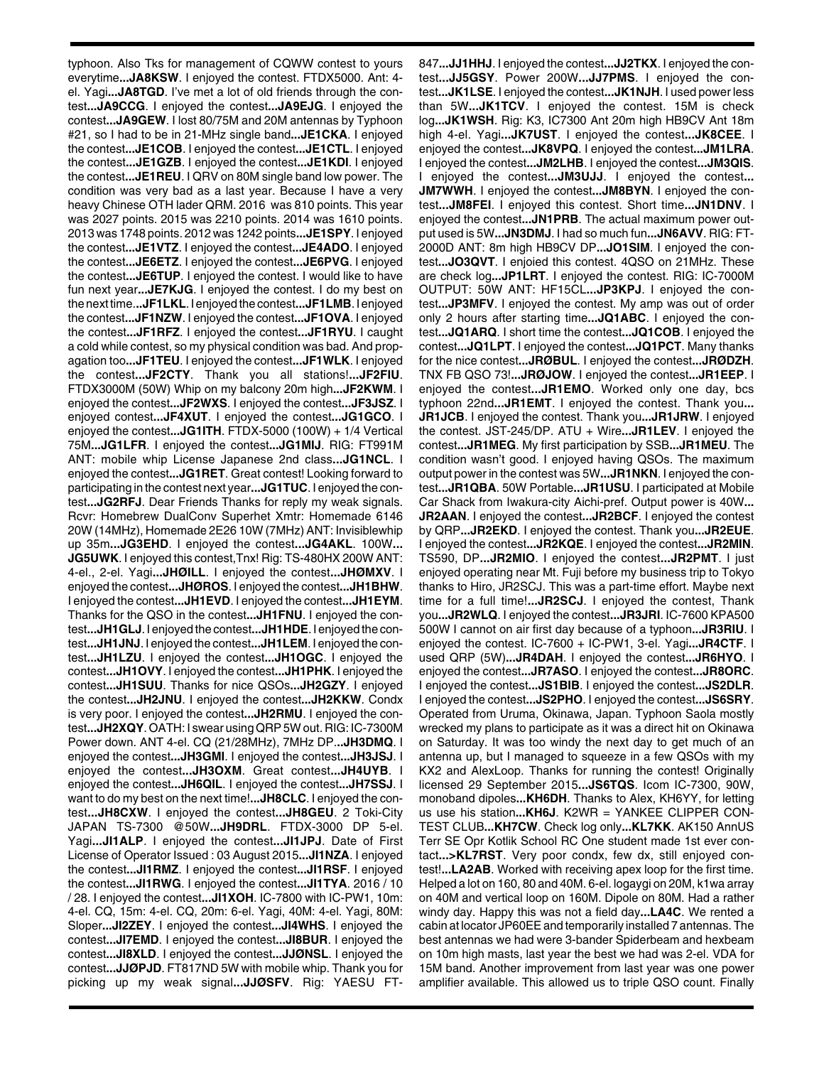typhoon. Also Tks for management of CQWW contest to yours everytime**...JA8KSW**. I enjoyed the contest. FTDX5000. Ant: 4-el. Yagi**...JA8TGD**. I've met a lot of old friends through the contest**...JA9CCG**. I enjoyed the contest**...JA9EJG**. I enjoyed the contest**...JA9GEW**. I lost 80/75M and 20M antennas by Typhoon #21, so I had to be in 21-MHz single band**...JE1CKA**. I enjoyed the contest**...JE1COB**. I enjoyed the contest**...JE1CTL**. I enjoyed the contest**...JE1GZB**. I enjoyed the contest**...JE1KDI**. I enjoyed the contest**...JE1REU**. I QRV on 80M single band low power. The condition was very bad as a last year. Because I have a very heavy Chinese OTH lader QRM. 2016 was 810 points. This year was 2027 points. 2015 was 2210 points. 2014 was 1610 points. 2013 was 1748 points. 2012 was 1242 points**...JE1SPY**. I enjoyed the contest**...JE1VTZ**. I enjoyed the contest**...JE4ADO**. I enjoyed the contest**...JE6ETZ**. I enjoyed the contest**...JE6PVG**. I enjoyed the contest**...JE6TUP**. I enjoyed the contest. I would like to have fun next year**...JE7KJG**. I enjoyed the contest. I do my best on the next time**...JF1LKL**. I enjoyed the contest**...JF1LMB**. I enjoyed the contest**...JF1NZW**. I enjoyed the contest**...JF1OVA**. I enjoyed the contest**...JF1RFZ**. I enjoyed the contest**...JF1RYU**. I caught a cold while contest, so my physical condition was bad. And propagation too**...JF1TEU**. I enjoyed the contest**...JF1WLK**. I enjoyed the contest**...JF2CTY**. Thank you all stations!**...JF2FIU**. FTDX3000M (50W) Whip on my balcony 20m high**...JF2KWM**. I enjoyed the contest**...JF2WXS**. I enjoyed the contest**...JF3JSZ**. I enjoyed contest**...JF4XUT**. I enjoyed the contest**...JG1GCO**. I enjoyed the contest**...JG1ITH**. FTDX-5000 (100W) + 1/4 Vertical 75M**...JG1LFR**. I enjoyed the contest**...JG1MIJ**. RIG: FT991M ANT: mobile whip License Japanese 2nd class**...JG1NCL**. I enjoyed the contest**...JG1RET**. Great contest! Looking forward to participating in the contest next year**...JG1TUC**. I enjoyed the contest**...JG2RFJ**. Dear Friends Thanks for reply my weak signals. Rcvr: Homebrew DualConv Superhet Xmtr: Homemade 6146 20W (14MHz), Homemade 2E26 10W (7MHz) ANT: Invisiblewhip up 35m**...JG3EHD**. I enjoyed the contest**...JG4AKL**. 100W**... JG5UWK**. I enjoyed this contest,Tnx! Rig: TS-480HX 200W ANT: 4-el., 2-el. Yagi**...JHØILL**. I enjoyed the contest**...JHØMXV**. I enjoyed the contest**...JHØROS**. I enjoyed the contest**...JH1BHW**. I enjoyed the contest**...JH1EVD**. I enjoyed the contest**...JH1EYM**. Thanks for the QSO in the contest**...JH1FNU**. I enjoyed the contest**...JH1GLJ**. I enjoyed the contest**...JH1HDE**. I enjoyed the contest**...JH1JNJ**. I enjoyed the contest**...JH1LEM**. I enjoyed the contest**...JH1LZU**. I enjoyed the contest**...JH1OGC**. I enjoyed the contest**...JH1OVY**. I enjoyed the contest**...JH1PHK**. I enjoyed the contest**...JH1SUU**. Thanks for nice QSOs**...JH2GZY**. I enjoyed the contest**...JH2JNU**. I enjoyed the contest**...JH2KKW**. Condx is very poor. I enjoyed the contest**...JH2RMU**. I enjoyed the contest**...JH2XQY**. OATH: I swear using QRP 5W out. RIG: IC-7300M Power down. ANT 4-el. CQ (21/28MHz), 7MHz DP**...JH3DMQ**. I enjoyed the contest**...JH3GMI**. I enjoyed the contest**...JH3JSJ**. I enjoyed the contest**...JH3OXM**. Great contest**...JH4UYB**. I enjoyed the contest**...JH6QIL**. I enjoyed the contest**...JH7SSJ**. I want to do my best on the next time!**...JH8CLC**. I enjoyed the contest**...JH8CXW**. I enjoyed the contest**...JH8GEU**. 2 Toki-City JAPAN TS-7300 @50W**...JH9DRL**. FTDX-3000 DP 5-el. Yagi**...JI1ALP**. I enjoyed the contest**...JI1JPJ**. Date of First License of Operator Issued : 03 August 2015**...JI1NZA**. I enjoyed the contest**...JI1RMZ**. I enjoyed the contest**...JI1RSF**. I enjoyed the contest**...JI1RWG**. I enjoyed the contest**...JI1TYA**. 2016 / 10 / 28. I enjoyed the contest**...JI1XOH**. IC-7800 with IC-PW1, 10m: 4-el. CQ, 15m: 4-el. CQ, 20m: 6-el. Yagi, 40M: 4-el. Yagi, 80M: Sloper**...JI2ZEY**. I enjoyed the contest**...JI4WHS**. I enjoyed the contest**...JI7EMD**. I enjoyed the contest**...JI8BUR**. I enjoyed the contest**...JI8XLD**. I enjoyed the contest**...JJØNSL**. I enjoyed the contest**...JJØPJD**. FT817ND 5W with mobile whip. Thank you for picking up my weak signal**...JJØSFV**. Rig: YAESU FT-847**...JJ1HHJ**. I enjoyed the contest**...JJ2TKX**. I enjoyed the contest**...JJ5GSY**. Power 200W**...JJ7PMS**. I enjoyed the contest**...JK1LSE**. I enjoyed the contest**...JK1NJH**. I used power less than 5W**...JK1TCV**. I enjoyed the contest. 15M is check log**...JK1WSH**. Rig: K3, IC7300 Ant 20m high HB9CV Ant 18m high 4-el. Yagi**...JK7UST**. I enjoyed the contest**...JK8CEE**. I enjoyed the contest**...JK8VPQ**. I enjoyed the contest**...JM1LRA**. I enjoyed the contest**...JM2LHB**. I enjoyed the contest**...JM3QIS**. I enjoyed the contest**...JM3UJJ**. I enjoyed the contest**... JM7WWH**. I enjoyed the contest**...JM8BYN**. I enjoyed the contest**...JM8FEI**. I enjoyed this contest. Short time**...JN1DNV**. I enjoyed the contest**...JN1PRB**. The actual maximum power output used is 5W**...JN3DMJ**. I had so much fun**...JN6AVV**. RIG: FT-2000D ANT: 8m high HB9CV DP**...JO1SIM**. I enjoyed the contest**...JO3QVT**. I enjoied this contest. 4QSO on 21MHz. These are check log**...JP1LRT**. I enjoyed the contest. RIG: IC-7000M OUTPUT: 50W ANT: HF15CL**...JP3KPJ**. I enjoyed the contest**...JP3MFV**. I enjoyed the contest. My amp was out of order only 2 hours after starting time**...JQ1ABC**. I enjoyed the contest**...JQ1ARQ**. I short time the contest**...JQ1COB**. I enjoyed the contest**...JQ1LPT**. I enjoyed the contest**...JQ1PCT**. Many thanks for the nice contest**...JRØBUL**. I enjoyed the contest**...JRØDZH**. TNX FB QSO 73!**...JRØJOW**. I enjoyed the contest**...JR1EEP**. I enjoyed the contest**...JR1EMO**. Worked only one day, bcs typhoon 22nd**...JR1EMT**. I enjoyed the contest. Thank you**... JR1JCB**. I enjoyed the contest. Thank you**...JR1JRW**. I enjoyed the contest. JST-245/DP. ATU + Wire**...JR1LEV**. I enjoyed the contest**...JR1MEG**. My first participation by SSB**...JR1MEU**. The condition wasn't good. I enjoyed having QSOs. The maximum output power in the contest was 5W**...JR1NKN**. I enjoyed the contest**...JR1QBA**. 50W Portable**...JR1USU**. I participated at Mobile Car Shack from Iwakura-city Aichi-pref. Output power is 40W**... JR2AAN**. I enjoyed the contest**...JR2BCF**. I enjoyed the contest by QRP**...JR2EKD**. I enjoyed the contest. Thank you**...JR2EUE**. I enjoyed the contest**...JR2KQE**. I enjoyed the contest**...JR2MIN**. TS590, DP**...JR2MIO**. I enjoyed the contest**...JR2PMT**. I just enjoyed operating near Mt. Fuji before my business trip to Tokyo thanks to Hiro, JR2SCJ. This was a part-time effort. Maybe next time for a full time!**...JR2SCJ**. I enjoyed the contest, Thank you**...JR2WLQ**. I enjoyed the contest**...JR3JRI**. IC-7600 KPA500 500W I cannot on air first day because of a typhoon**...JR3RIU**. I enjoyed the contest. IC-7600 + IC-PW1, 3-el. Yagi**...JR4CTF**. I used QRP (5W)**...JR4DAH**. I enjoyed the contest**...JR6HYO**. I enjoyed the contest**...JR7ASO**. I enjoyed the contest**...JR8ORC**. I enjoyed the contest**...JS1BIB**. I enjoyed the contest**...JS2DLR**. I enjoyed the contest**...JS2PHO**. I enjoyed the contest**...JS6SRY**. Operated from Uruma, Okinawa, Japan. Typhoon Saola mostly wrecked my plans to participate as it was a direct hit on Okinawa on Saturday. It was too windy the next day to get much of an antenna up, but I managed to squeeze in a few QSOs with my KX2 and AlexLoop. Thanks for running the contest! Originally licensed 29 September 2015**...JS6TQS**. Icom IC-7300, 90W, monoband dipoles**...KH6DH**. Thanks to Alex, KH6YY, for letting us use his station**...KH6J**. K2WR = YANKEE CLIPPER CONTEST CLUB**...KH7CW**. Check log only**...KL7KK**. AK150 AnnUS Terr SE Opr Kotlik School RC One student made 1st ever contact**...>KL7RST**. Very poor condx, few dx, still enjoyed contest!**...LA2AB**. Worked with receiving apex loop for the first time. Helped a lot on 160, 80 and 40M. 6-el. logaygi on 20M, k1wa array on 40M and vertical loop on 160M. Dipole on 80M. Had a rather windy day. Happy this was not a field day**...LA4C**. We rented a cabin at locator JP60EE and temporarily installed 7 antennas. The best antennas we had were 3-bander Spiderbeam and hexbeam on 10m high masts, last year the best we had was 2-el. VDA for 15M band. Another improvement from last year was one power amplifier available. This allowed us to triple QSO count. Finally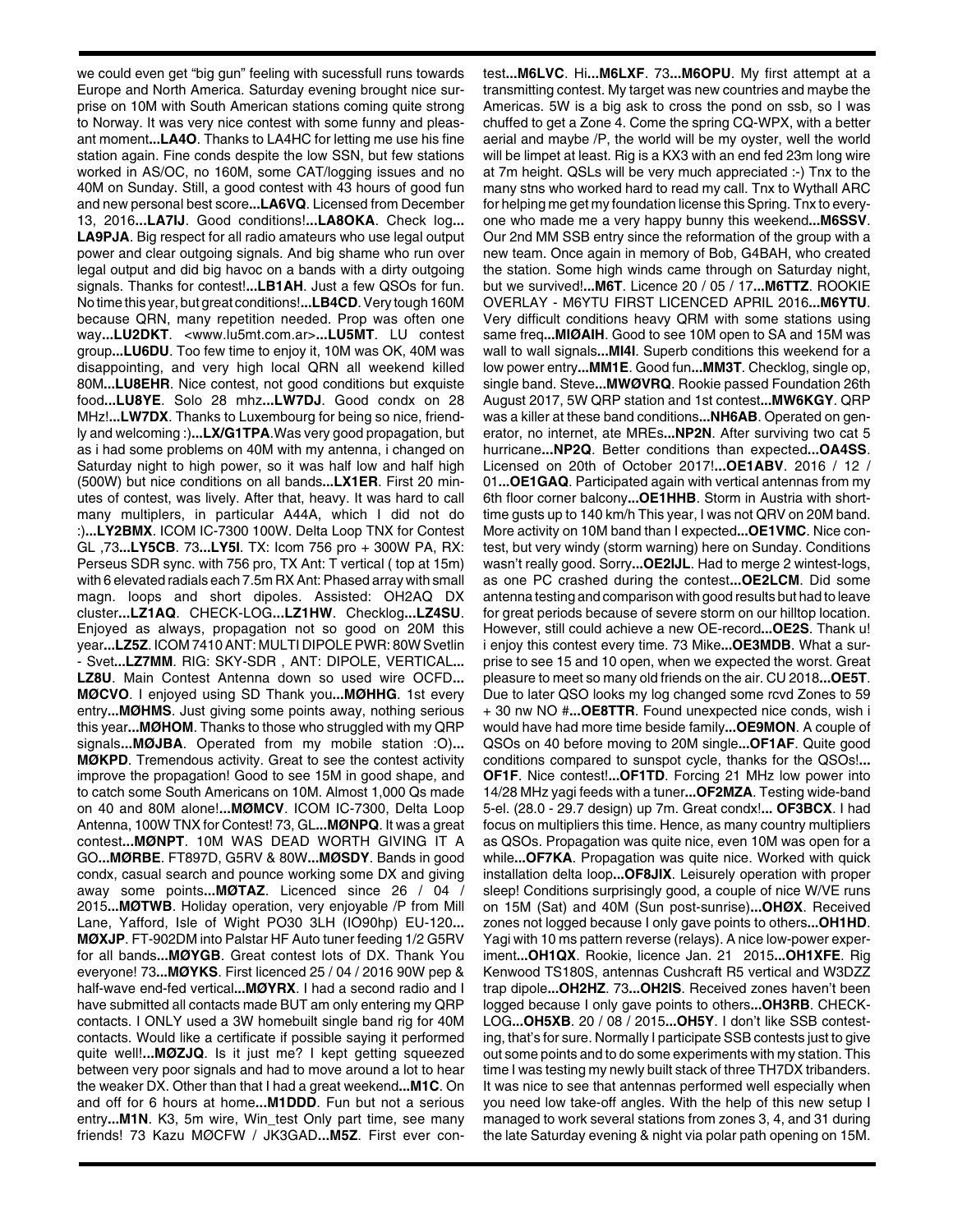we could even get "big gun" feeling with sucessfull runs towards Europe and North America. Saturday evening brought nice surprise on 10M with South American stations coming quite strong to Norway. It was very nice contest with some funny and pleasant moment...**LA4O**. Thanks to LA4HC for letting me use his fine station again. Fine conds despite the low SSN, but few stations worked in AS/OC, no 160M, some CAT/logging issues and no 40M on Sunday. Still, a good contest with 43 hours of good fun and new personal best score...**LA6VQ**. Licensed from December 13, 2016...**LA7IJ**. Good conditions!...**LA8OKA**. Check log...**LA9PJA**. Big respect for all radio amateurs who use legal output power and clear outgoing signals. And big shame who run over legal output and did big havoc on a bands with a dirty outgoing signals. Thanks for contest!...**LB1AH**. Just a few QSOs for fun. No time this year, but great conditions!...**LB4CD**. Very tough 160M because QRN, many repetition needed. Prop was often one way...**LU2DKT**. <www.lu5mt.com.ar>...**LU5MT**. LU contest group...**LU6DU**. Too few time to enjoy it, 10M was OK, 40M was disappointing, and very high local QRN all weekend killed 80M...**LU8EHR**. Nice contest, not good conditions but exquiste food...**LU8YE**. Solo 28 mhz...**LW7DJ**. Good condx on 28 MHz!...**LW7DX**. Thanks to Luxembourg for being so nice, friendly and welcoming :)...**LX/G1TPA**.Was very good propagation, but as i had some problems on 40M with my antenna, i changed on Saturday night to high power, so it was half low and half high (500W) but nice conditions on all bands...**LX1ER**. First 20 minutes of contest, was lively. After that, heavy. It was hard to call many multipliers, in particular A44A, which I did not do :)...**LY2BMX**. ICOM IC-7300 100W. Delta Loop TNX for Contest GL ,73...**LY5CB**. 73...**LY5I**. TX: Icom 756 pro + 300W PA, RX: Perseus SDR sync. with 756 pro, TX Ant: T vertical ( top at 15m) with 6 elevated radials each 7.5m RX Ant: Phased array with small magn. loops and short dipoles. Assisted: OH2AQ DX cluster...**LZ1AQ**. CHECK-LOG...**LZ1HW**. Checklog...**LZ4SU**. Enjoyed as always, propagation not so good on 20M this year...**LZ5Z**. ICOM 7410 ANT: MULTI DIPOLE PWR: 80W Svetlin - Svet...**LZ7MM**. RIG: SKY-SDR , ANT: DIPOLE, VERTICAL...**LZ8U**. Main Contest Antenna down so used wire OCFD...**MØCVO**. I enjoyed using SD Thank you...**MØHHG**. 1st every entry...**MØHMS**. Just giving some points away, nothing serious this year...**MØHOM**. Thanks to those who struggled with my QRP signals...**MØJBA**. Operated from my mobile station :O)...**MØKPD**. Tremendous activity. Great to see the contest activity improve the propagation! Good to see 15M in good shape, and to catch some South Americans on 10M. Almost 1,000 Qs made on 40 and 80M alone!...**MØMCV**. ICOM IC-7300, Delta Loop Antenna, 100W TNX for Contest! 73, GL...**MØNPQ**. It was a great contest...**MØNPT**. 10M WAS DEAD WORTH GIVING IT A GO...**MØRBE**. FT897D, G5RV & 80W...**MØSDY**. Bands in good condx, casual search and pounce working some DX and giving away some points...**MØTAZ**. Licenced since 26 / 04 / 2015...**MØTWB**. Holiday operation, very enjoyable /P from Mill Lane, Yafford, Isle of Wight PO30 3LH (IO90hp) EU-120...**MØXJP**. FT-902DM into Palstar HF Auto tuner feeding 1/2 G5RV for all bands...**MØYGB**. Great contest lots of DX. Thank You everyone! 73...**MØYKS**. First licenced 25 / 04 / 2016 90W pep & half-wave end-fed vertical...**MØYRX**. I had a second radio and I have submitted all contacts made BUT am only entering my QRP contacts. I ONLY used a 3W homebuilt single band rig for 40M contacts. Would like a certificate if possible saying it performed quite well!...**MØZJQ**. Is it just me? I kept getting squeezed between very poor signals and had to move around a lot to hear the weaker DX. Other than that I had a great weekend...**M1C**. On and off for 6 hours at home...**M1DDD**. Fun but not a serious entry...**M1N**. K3, 5m wire, Win_test Only part time, see many friends! 73 Kazu MØCFW / JK3GAD...**M5Z**. First ever contest...**M6LVC**. Hi...**M6LXF**. 73...**M6OPU**. My first attempt at a transmitting contest. My target was new countries and maybe the Americas. 5W is a big ask to cross the pond on ssb, so I was chuffed to get a Zone 4. Come the spring CQ-WPX, with a better aerial and maybe /P, the world will be my oyster, well the world will be limpet at least. Rig is a KX3 with an end fed 23m long wire at 7m height. QSLs will be very much appreciated :-) Tnx to the many stns who worked hard to read my call. Tnx to Wythall ARC for helping me get my foundation license this Spring. Tnx to everyone who made me a very happy bunny this weekend...**M6SSV**. Our 2nd MM SSB entry since the reformation of the group with a new team. Once again in memory of Bob, G4BAH, who created the station. Some high winds came through on Saturday night, but we survived!...**M6T**. Licence 20 / 05 / 17...**M6TTZ**. ROOKIE OVERLAY - M6YTU FIRST LICENCED APRIL 2016...**M6YTU**. Very difficult conditions heavy QRM with some stations using same freq...**MIØAIH**. Good to see 10M open to SA and 15M was wall to wall signals...**MI4I**. Superb conditions this weekend for a low power entry...**MM1E**. Good fun...**MM3T**. Checklog, single op, single band. Steve...**MWØVRQ**. Rookie passed Foundation 26th August 2017, 5W QRP station and 1st contest...**MW6KGY**. QRP was a killer at these band conditions...**NH6AB**. Operated on generator, no internet, ate MREs...**NP2N**. After surviving two cat 5 hurricane...**NP2Q**. Better conditions than expected...**OA4SS**. Licensed on 20th of October 2017!...**OE1ABV**. 2016 / 12 / 01...**OE1GAQ**. Participated again with vertical antennas from my 6th floor corner balcony...**OE1HHB**. Storm in Austria with short-time gusts up to 140 km/h This year, I was not QRV on 20M band. More activity on 10M band than I expected...**OE1VMC**. Nice contest, but very windy (storm warning) here on Sunday. Conditions wasn't really good. Sorry...**OE2IJL**. Had to merge 2 wintest-logs, as one PC crashed during the contest...**OE2LCM**. Did some antenna testing and comparison with good results but had to leave for great periods because of severe storm on our hilltop location. However, still could achieve a new OE-record...**OE2S**. Thank u! i enjoy this contest every time. 73 Mike...**OE3MDB**. What a surprise to see 15 and 10 open, when we expected the worst. Great pleasure to meet so many old friends on the air. CU 2018...**OE5T**. Due to later QSO looks my log changed some rcvd Zones to 59 + 30 nw NO #...**OE8TTR**. Found unexpected nice conds, wish i would have had more time beside family...**OE9MON**. A couple of QSOs on 40 before moving to 20M single...**OF1AF**. Quite good conditions compared to sunspot cycle, thanks for the QSOs!...**OF1F**. Nice contest!...**OF1TD**. Forcing 21 MHz low power into 14/28 MHz yagi feeds with a tuner...**OF2MZA**. Testing wide-band 5-el. (28.0 - 29.7 design) up 7m. Great condx!... **OF3BCX**. I had focus on multipliers this time. Hence, as many country multipliers as QSOs. Propagation was quite nice, even 10M was open for a while...**OF7KA**. Propagation was quite nice. Worked with quick installation delta loop...**OF8JIX**. Leisurely operation with proper sleep! Conditions surprisingly good, a couple of nice W/VE runs on 15M (Sat) and 40M (Sun post-sunrise)...**OHØX**. Received zones not logged because I only gave points to others...**OH1HD**. Yagi with 10 ms pattern reverse (relays). A nice low-power experiment...**OH1QX**. Rookie, licence Jan. 21 2015...**OH1XFE**. Rig Kenwood TS180S, antennas Cushcraft R5 vertical and W3DZZ trap dipole...**OH2HZ**. 73...**OH2IS**. Received zones haven't been logged because I only gave points to others...**OH3RB**. CHECK-LOG...**OH5XB**. 20 / 08 / 2015...**OH5Y**. I don't like SSB contesting, that's for sure. Normally I participate SSB contests just to give out some points and to do some experiments with my station. This time I was testing my newly built stack of three TH7DX tribanders. It was nice to see that antennas performed well especially when you need low take-off angles. With the help of this new setup I managed to work several stations from zones 3, 4, and 31 during the late Saturday evening & night via polar path opening on 15M.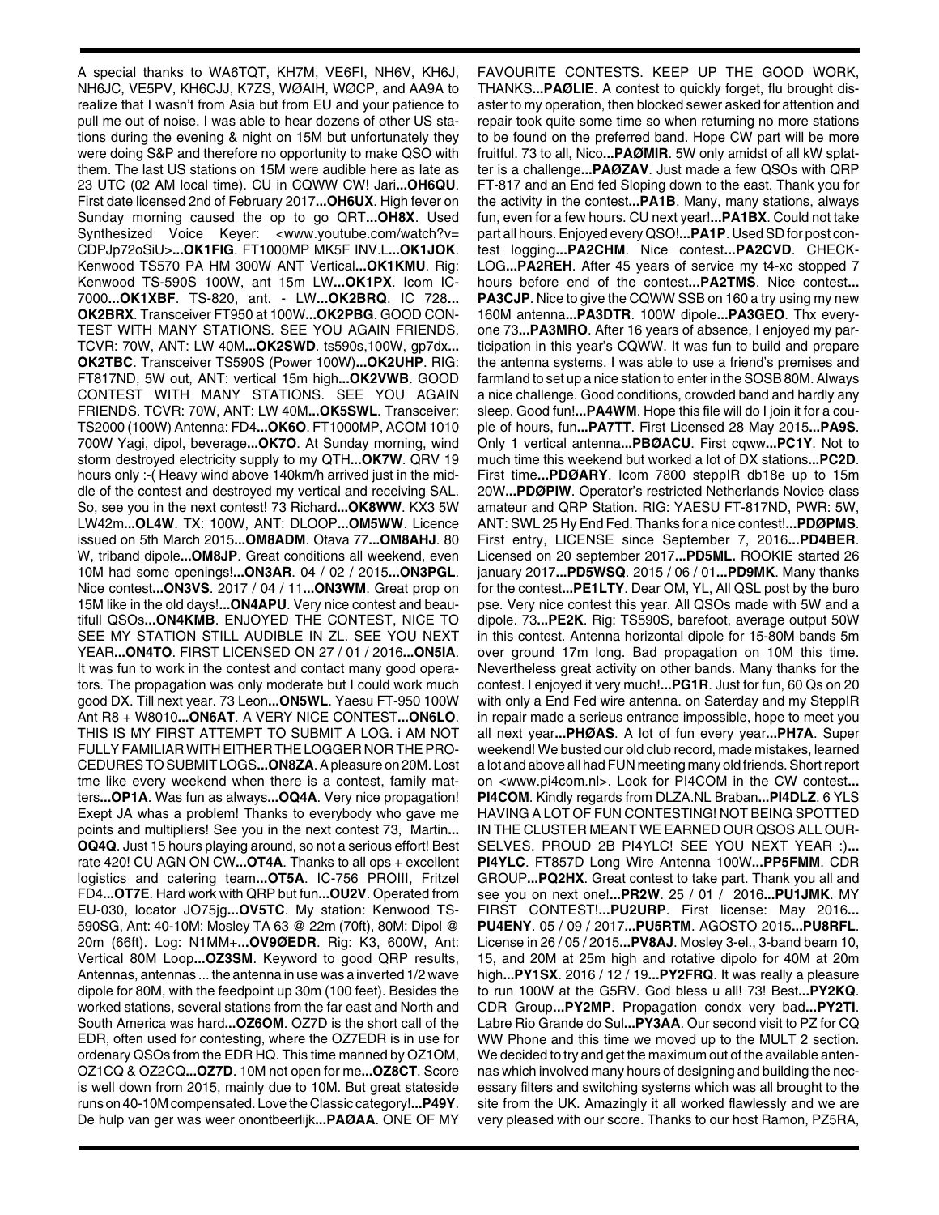A special thanks to WA6TQT, KH7M, VE6FI, NH6V, KH6J, NH6JC, VE5PV, KH6CJJ, K7ZS, WØAIH, WØCP, and AA9A to realize that I wasn't from Asia but from EU and your patience to pull me out of noise. I was able to hear dozens of other US stations during the evening & night on 15M but unfortunately they were doing S&P and therefore no opportunity to make QSO with them. The last US stations on 15M were audible here as late as 23 UTC (02 AM local time). CU in CQWW CW! Jari**...OH6QU**. First date licensed 2nd of February 2017**...OH6UX**. High fever on Sunday morning caused the op to go QRT**...OH8X**. Used Synthesized Voice Keyer: <www.youtube.com/watch?v=CDPJp72oSiU>**...OK1FIG**. FT1000MP MK5F INV.L**...OK1JOK**. Kenwood TS570 PA HM 300W ANT Vertical**...OK1KMU**. Rig: Kenwood TS-590S 100W, ant 15m LW**...OK1PX**. Icom IC-7000**...OK1XBF**. TS-820, ant. - LW**...OK2BRQ**. IC 728**... OK2BRX**. Transceiver FT950 at 100W**...OK2PBG**. GOOD CONTEST WITH MANY STATIONS. SEE YOU AGAIN FRIENDS. TCVR: 70W, ANT: LW 40M**...OK2SWD**. ts590s,100W, gp7dx**... OK2TBC**. Transceiver TS590S (Power 100W)**...OK2UHP**. RIG: FT817ND, 5W out, ANT: vertical 15m high**...OK2VWB**. GOOD CONTEST WITH MANY STATIONS. SEE YOU AGAIN FRIENDS. TCVR: 70W, ANT: LW 40M**...OK5SWL**. Transceiver: TS2000 (100W) Antenna: FD4**...OK6O**. FT1000MP, ACOM 1010 700W Yagi, dipol, beverage**...OK7O**. At Sunday morning, wind storm destroyed electricity supply to my QTH**...OK7W**. QRV 19 hours only :-( Heavy wind above 140km/h arrived just in the middle of the contest and destroyed my vertical and receiving SAL. So, see you in the next contest! 73 Richard**...OK8WW**. KX3 5W LW42m**...OL4W**. TX: 100W, ANT: DLOOP**...OM5WW**. Licence issued on 5th March 2015**...OM8ADM**. Otava 77**...OM8AHJ**. 80 W, triband dipole**...OM8JP**. Great conditions all weekend, even 10M had some openings!**...ON3AR**. 04 / 02 / 2015**...ON3PGL**. Nice contest**...ON3VS**. 2017 / 04 / 11**...ON3WM**. Great prop on 15M like in the old days!**...ON4APU**. Very nice contest and beautifull QSOs**...ON4KMB**. ENJOYED THE CONTEST, NICE TO SEE MY STATION STILL AUDIBLE IN ZL. SEE YOU NEXT YEAR**...ON4TO**. FIRST LICENSED ON 27 / 01 / 2016**...ON5IA**. It was fun to work in the contest and contact many good operators. The propagation was only moderate but I could work much good DX. Till next year. 73 Leon**...ON5WL**. Yaesu FT-950 100W Ant R8 + W8010**...ON6AT**. A VERY NICE CONTEST**...ON6LO**. THIS IS MY FIRST ATTEMPT TO SUBMIT A LOG. i AM NOT FULLY FAMILIAR WITH EITHER THE LOGGER NOR THE PROCEDURES TO SUBMIT LOGS**...ON8ZA**. A pleasure on 20M. Lost tme like every weekend when there is a contest, family matters**...OP1A**. Was fun as always**...OQ4A**. Very nice propagation! Exept JA whas a problem! Thanks to everybody who gave me points and multipliers! See you in the next contest 73, Martin**... OQ4Q**. Just 15 hours playing around, so not a serious effort! Best rate 420! CU AGN ON CW**...OT4A**. Thanks to all ops + excellent logistics and catering team**...OT5A**. IC-756 PROIII, Fritzel FD4**...OT7E**. Hard work with QRP but fun**...OU2V**. Operated from EU-030, locator JO75jg**...OV5TC**. My station: Kenwood TS-590SG, Ant: 40-10M: Mosley TA 63 @ 22m (70ft), 80M: Dipol @ 20m (66ft). Log: N1MM+**...OV9ØEDR**. Rig: K3, 600W, Ant: Vertical 80M Loop**...OZ3SM**. Keyword to good QRP results, Antennas, antennas ... the antenna in use was a inverted 1/2 wave dipole for 80M, with the feedpoint up 30m (100 feet). Besides the worked stations, several stations from the far east and North and South America was hard**...OZ6OM**. OZ7D is the short call of the EDR, often used for contesting, where the OZ7EDR is in use for ordenary QSOs from the EDR HQ. This time manned by OZ1OM, OZ1CQ & OZ2CQ**...OZ7D**. 10M not open for me**...OZ8CT**. Score is well down from 2015, mainly due to 10M. But great stateside runs on 40-10M compensated. Love the Classic category!**...P49Y**. De hulp van ger was weer onontbeerlijk**...PAØAA**. ONE OF MY FAVOURITE CONTESTS. KEEP UP THE GOOD WORK, THANKS**...PAØLIE**. A contest to quickly forget, flu brought disaster to my operation, then blocked sewer asked for attention and repair took quite some time so when returning no more stations to be found on the preferred band. Hope CW part will be more fruitful. 73 to all, Nico**...PAØMIR**. 5W only amidst of all kW splatter is a challenge**...PAØZAV**. Just made a few QSOs with QRP FT-817 and an End fed Sloping down to the east. Thank you for the activity in the contest**...PA1B**. Many, many stations, always fun, even for a few hours. CU next year!**...PA1BX**. Could not take part all hours. Enjoyed every QSO!**...PA1P**. Used SD for post contest logging**...PA2CHM**. Nice contest**...PA2CVD**. CHECK-LOG**...PA2REH**. After 45 years of service my t4-xc stopped 7 hours before end of the contest**...PA2TMS**. Nice contest**... PA3CJP**. Nice to give the CQWW SSB on 160 a try using my new 160M antenna**...PA3DTR**. 100W dipole**...PA3GEO**. Thx everyone 73**...PA3MRO**. After 16 years of absence, I enjoyed my participation in this year's CQWW. It was fun to build and prepare the antenna systems. I was able to use a friend's premises and farmland to set up a nice station to enter in the SOSB 80M. Always a nice challenge. Good conditions, crowded band and hardly any sleep. Good fun!**...PA4WM**. Hope this file will do I join it for a couple of hours, fun**...PA7TT**. First Licensed 28 May 2015**...PA9S**. Only 1 vertical antenna**...PBØACU**. First cqww**...PC1Y**. Not to much time this weekend but worked a lot of DX stations**...PC2D**. First time**...PDØARY**. Icom 7800 steppIR db18e up to 15m 20W**...PDØPIW**. Operator's restricted Netherlands Novice class amateur and QRP Station. RIG: YAESU FT-817ND, PWR: 5W, ANT: SWL 25 Hy End Fed. Thanks for a nice contest!**...PDØPMS**. First entry, LICENSE since September 7, 2016**...PD4BER**. Licensed on 20 september 2017**...PD5ML.** ROOKIE started 26 january 2017**...PD5WSQ**. 2015 / 06 / 01**...PD9MK**. Many thanks for the contest**...PE1LTY**. Dear OM, YL, All QSL post by the buro pse. Very nice contest this year. All QSOs made with 5W and a dipole. 73**...PE2K**. Rig: TS590S, barefoot, average output 50W in this contest. Antenna horizontal dipole for 15-80M bands 5m over ground 17m long. Bad propagation on 10M this time. Nevertheless great activity on other bands. Many thanks for the contest. I enjoyed it very much!**...PG1R**. Just for fun, 60 Qs on 20 with only a End Fed wire antenna. on Saterday and my SteppIR in repair made a serieus entrance impossible, hope to meet you all next year**...PHØAS**. A lot of fun every year**...PH7A**. Super weekend! We busted our old club record, made mistakes, learned a lot and above all had FUN meeting many old friends. Short report on <www.pi4com.nl>. Look for PI4COM in the CW contest**... PI4COM**. Kindly regards from DLZA.NL Braban**...PI4DLZ**. 6 YLS HAVING A LOT OF FUN CONTESTING! NOT BEING SPOTTED IN THE CLUSTER MEANT WE EARNED OUR QSOS ALL OURSELVES. PROUD 2B PI4YLC! SEE YOU NEXT YEAR :)**... PI4YLC**. FT857D Long Wire Antenna 100W**...PP5FMM**. CDR GROUP**...PQ2HX**. Great contest to take part. Thank you all and see you on next one!**...PR2W**. 25 / 01 / 2016**...PU1JMK**. MY FIRST CONTEST!**...PU2URP**. First license: May 2016**... PU4ENY**. 05 / 09 / 2017**...PU5RTM**. AGOSTO 2015**...PU8RFL**. License in 26 / 05 / 2015**...PV8AJ**. Mosley 3-el., 3-band beam 10, 15, and 20M at 25m high and rotative dipolo for 40M at 20m high**...PY1SX**. 2016 / 12 / 19**...PY2FRQ**. It was really a pleasure to run 100W at the G5RV. God bless u all! 73! Best**...PY2KQ**. CDR Group**...PY2MP**. Propagation condx very bad**...PY2TI**. Labre Rio Grande do Sul**...PY3AA**. Our second visit to PZ for CQ WW Phone and this time we moved up to the MULT 2 section. We decided to try and get the maximum out of the available antennas which involved many hours of designing and building the necessary filters and switching systems which was all brought to the site from the UK. Amazingly it all worked flawlessly and we are very pleased with our score. Thanks to our host Ramon, PZ5RA,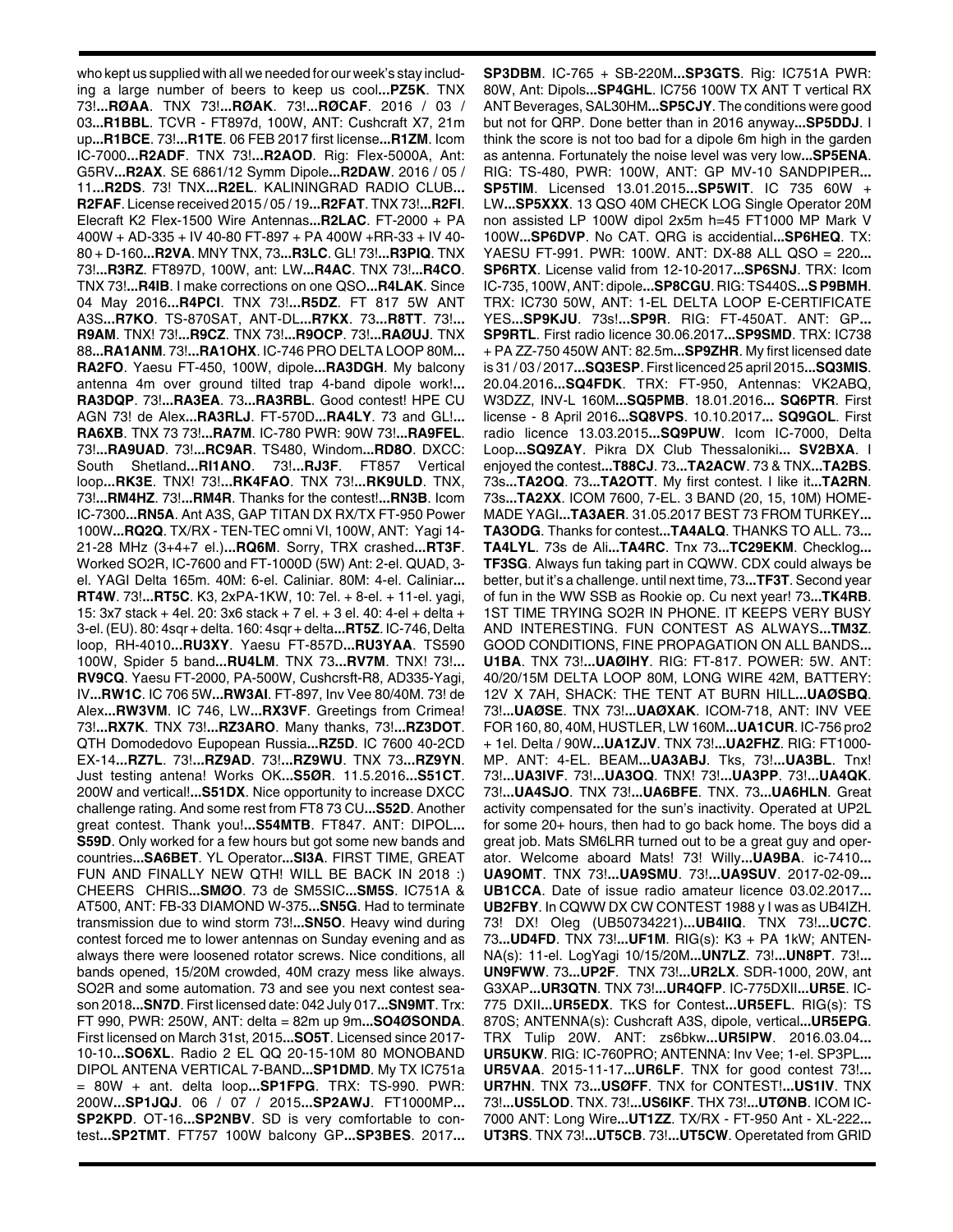who kept us supplied with all we needed for our week's stay including a large number of beers to keep us cool...**PZ5K**. TNX 73!...**RØAA**. TNX 73!...**RØAK**. 73!...**RØCAF**. 2016 / 03 / 03...**R1BBL**. TCVR - FT897d, 100W, ANT: Cushcraft X7, 21m up...**R1BCE**. 73!...**R1TE**. 06 FEB 2017 first license...**R1ZM**. Icom IC-7000...**R2ADF**. TNX 73!...**R2AOD**. Rig: Flex-5000A, Ant: G5RV...**R2AX**. SE 6861/12 Symm Dipole...**R2DAW**. 2016 / 05 / 11...**R2DS**. 73! TNX...**R2EL**. KALININGRAD RADIO CLUB...**R2FAF**. License received 2015 / 05 / 19...**R2FAT**. TNX 73!...**R2FI**. Elecraft K2 Flex-1500 Wire Antennas...**R2LAC**. FT-2000 + PA 400W + AD-335 + IV 40-80 FT-897 + PA 400W +RR-33 + IV 40-80 + D-160...**R2VA**. MNY TNX, 73...**R3LC**. GL! 73!...**R3PIQ**. TNX 73!...**R3RZ**. FT897D, 100W, ant: LW...**R4AC**. TNX 73!...**R4CO**. TNX 73!...**R4IB**. I make corrections on one QSO...**R4LAK**. Since 04 May 2016...**R4PCI**. TNX 73!...**R5DZ**. FT 817 5W ANT A3S...**R7KO**. TS-870SAT, ANT-DL...**R7KX**. 73...**R8TT**. 73!...**R9AM**. TNX! 73!...**R9CZ**. TNX 73!...**R9OCP**. 73!...**RAØUJ**. TNX 88...**RA1ANM**. 73!...**RA1OHX**. IC-746 PRO DELTA LOOP 80M...**RA2FO**. Yaesu FT-450, 100W, dipole...**RA3DGH**. My balcony antenna 4m over ground tilted trap 4-band dipole work!...**RA3DQP**. 73!...**RA3EA**. 73...**RA3RBL**. Good contest! HPE CU AGN 73! de Alex...**RA3RLJ**. FT-570D...**RA4LY**. 73 and GL!...**RA6XB**. TNX 73 73!...**RA7M**. IC-780 PWR: 90W 73!...**RA9FEL**. 73!...**RA9UAD**. 73!...**RC9AR**. TS480, Windom...**RD8O**. DXCC: South Shetland...**RI1ANO**. 73!...**RJ3F**. FT857 Vertical loop...**RK3E**. TNX! 73!...**RK4FAO**. TNX 73!...**RK9ULD**. TNX, 73!...**RM4HZ**. 73!...**RM4R**. Thanks for the contest!...**RN3B**. Icom IC-7300...**RN5A**. Ant A3S, GAP TITAN DX RX/TX FT-950 Power 100W...**RQ2Q**. TX/RX - TEN-TEC omni VI, 100W, ANT: Yagi 14-21-28 MHz (3+4+7 el.)...**RQ6M**. Sorry, TRX crashed...**RT3F**. Worked SO2R, IC-7600 and FT-1000D (5W) Ant: 2-el. QUAD, 3-el. YAGI Delta 165m. 40M: 6-el. Caliniar. 80M: 4-el. Caliniar...**RT4W**. 73!...**RT5C**. K3, 2xPA-1KW, 10: 7el. + 8-el. + 11-el. yagi, 15: 3x7 stack + 4el. 20: 3x6 stack + 7 el. + 3 el. 40: 4-el + delta + 3-el. (EU). 80: 4sqr + delta. 160: 4sqr + delta...**RT5Z**. IC-746, Delta loop, RH-4010...**RU3XY**. Yaesu FT-857D...**RU3YAA**. TS590 100W, Spider 5 band...**RU4LM**. TNX 73...**RV7M**. TNX! 73!...**RV9CQ**. Yaesu FT-2000, PA-500W, Cushcrsft-R8, AD335-Yagi, IV...**RW1C**. IC 706 5W...**RW3AI**. FT-897, Inv Vee 80/40M. 73! de Alex...**RW3VM**. IC 746, LW...**RX3VF**. Greetings from Crimea! 73!...**RX7K**. TNX 73!...**RZ3ARO**. Many thanks, 73!...**RZ3DOT**. QTH Domodedovo Eupopean Russia...**RZ5D**. IC 7600 40-2CD EX-14...**RZ7L**. 73!...**RZ9AD**. 73!...**RZ9WU**. TNX 73...**RZ9YN**. Just testing antena! Works OK...**S5ØR**. 11.5.2016...**S51CT**. 200W and vertical!...**S51DX**. Nice opportunity to increase DXCC challenge rating. And some rest from FT8 73 CU...**S52D**. Another great contest. Thank you!...**S54MTB**. FT847. ANT: DIPOL...**S59D**. Only worked for a few hours but got some new bands and countries...**SA6BET**. YL Operator...**SI3A**. FIRST TIME, GREAT FUN AND FINALLY NEW QTH! WILL BE BACK IN 2018 :) CHEERS CHRIS...**SMØO**. 73 de SM5SIC...**SM5S**. IC751A & AT500, ANT: FB-33 DIAMOND W-375...**SN5G**. Had to terminate transmission due to wind storm 73!...**SN5O**. Heavy wind during contest forced me to lower antennas on Sunday evening and as always there were loosened rotator screws. Nice conditions, all bands opened, 15/20M crowded, 40M crazy mess like always. SO2R and some automation. 73 and see you next contest season 2018...**SN7D**. First licensed date: 042 July 017...**SN9MT**. Trx: FT 990, PWR: 250W, ANT: delta = 82m up 9m...**SO4ØSONDA**. First licensed on March 31st, 2015...**SO5T**. Licensed since 2017-10-10...**SO6XL**. Radio 2 EL QQ 20-15-10M 80 MONOBAND DIPOL ANTENA VERTICAL 7-BAND...**SP1DMD**. My TX IC751a = 80W + ant. delta loop...**SP1FPG**. TRX: TS-990. PWR: 200W...**SP1JQJ**. 06 / 07 / 2015...**SP2AWJ**. FT1000MP...**SP2KPD**. OT-16...**SP2NBV**. SD is very comfortable to contest...**SP2TMT**. FT757 100W balcony GP...**SP3BES**. 2017...**SP3DBM**. IC-765 + SB-220M...**SP3GTS**. Rig: IC751A PWR: 80W, Ant: Dipols...**SP4GHL**. IC756 100W TX ANT T vertical RX ANT Beverages, SAL30HM...**SP5CJY**. The conditions were good but not for QRP. Done better than in 2016 anyway...**SP5DDJ**. I think the score is not too bad for a dipole 6m high in the garden as antenna. Fortunately the noise level was very low...**SP5ENA**. RIG: TS-480, PWR: 100W, ANT: GP MV-10 SANDPIPER...**SP5TIM**. Licensed 13.01.2015...**SP5WIT**. IC 735 60W + LW...**SP5XXX**. 13 QSO 40M CHECK LOG Single Operator 20M non assisted LP 100W dipol 2x5m h=45 FT1000 MP Mark V 100W...**SP6DVP**. No CAT. QRG is accidential...**SP6HEQ**. TX: YAESU FT-991. PWR: 100W. ANT: DX-88 ALL QSO = 220...**SP6RTX**. License valid from 12-10-2017...**SP6SNJ**. TRX: Icom IC-735, 100W, ANT: dipole...**SP8CGU**. RIG: TS440S...**S P9BMH**. TRX: IC730 50W, ANT: 1-EL DELTA LOOP E-CERTIFICATE YES...**SP9KJU**. 73s!...**SP9R**. RIG: FT-450AT. ANT: GP...**SP9RTL**. First radio licence 30.06.2017...**SP9SMD**. TRX: IC738 + PA ZZ-750 450W ANT: 82.5m...**SP9ZHR**. My first licensed date is 31 / 03 / 2017...**SQ3ESP**. First licenced 25 april 2015...**SQ3MIS**. 20.04.2016...**SQ4FDK**. TRX: FT-950, Antennas: VK2ABQ, W3DZZ, INV-L 160M...**SQ5PMB**. 18.01.2016... **SQ6PTR**. First license - 8 April 2016...**SQ8VPS**. 10.10.2017... **SQ9GOL**. First radio licence 13.03.2015...**SQ9PUW**. Icom IC-7000, Delta Loop...**SQ9ZAY**. Pikra DX Club Thessaloniki... **SV2BXA**. I enjoyed the contest...**T88CJ**. 73...**TA2ACW**. 73 & TNX...**TA2BS**. 73s...**TA2OQ**. 73...**TA2OTT**. My first contest. I like it...**TA2RN**. 73s...**TA2XX**. ICOM 7600, 7-EL. 3 BAND (20, 15, 10M) HOMEMADE YAGI...**TA3AER**. 31.05.2017 BEST 73 FROM TURKEY...**TA3ODG**. Thanks for contest...**TA4ALQ**. THANKS TO ALL. 73...**TA4LYL**. 73s de Ali...**TA4RC**. Tnx 73...**TC29EKM**. Checklog...**TF3SG**. Always fun taking part in CQWW. CDX could always be better, but it's a challenge. until next time, 73...**TF3T**. Second year of fun in the WW SSB as Rookie op. Cu next year! 73...**TK4RB**. 1ST TIME TRYING SO2R IN PHONE. IT KEEPS VERY BUSY AND INTERESTING. FUN CONTEST AS ALWAYS...**TM3Z**. GOOD CONDITIONS, FINE PROPAGATION ON ALL BANDS...**U1BA**. TNX 73!...**UAØIHY**. RIG: FT-817. POWER: 5W. ANT: 40/20/15M DELTA LOOP 80M, LONG WIRE 42M, BATTERY: 12V X 7AH, SHACK: THE TENT AT BURN HILL...**UAØSBQ**. 73!...**UAØSE**. TNX 73!...**UAØXAK**. ICOM-718, ANT: INV VEE FOR 160, 80, 40M, HUSTLER, LW 160M...**UA1CUR**. IC-756 pro2 + 1el. Delta / 90W...**UA1ZJV**. TNX 73!...**UA2FHZ**. RIG: FT1000-MP. ANT: 4-EL. BEAM...**UA3ABJ**. Tks, 73!...**UA3BL**. Tnx! 73!...**UA3IVF**. 73!...**UA3OQ**. TNX! 73!...**UA3PP**. 73!...**UA4QK**. 73!...**UA4SJO**. TNX 73!...**UA6BFE**. TNX. 73...**UA6HLN**. Great activity compensated for the sun's inactivity. Operated at UP2L for some 20+ hours, then had to go back home. The boys did a great job. Mats SM6LRR turned out to be a great guy and operator. Welcome aboard Mats! 73! Willy...**UA9BA**. ic-7410...**UA9OMT**. TNX 73!...**UA9SMU**. 73!...**UA9SUV**. 2017-02-09...**UB1CCA**. Date of issue radio amateur licence 03.02.2017...**UB2FBY**. In CQWW DX CW CONTEST 1988 y I was as UB4IZH. 73! DX! Oleg (UB50734221)...**UB4IIQ**. TNX 73!...**UC7C**. 73...**UD4FD**. TNX 73!...**UF1M**. RIG(s): K3 + PA 1kW; ANTENNA(s): 11-el. LogYagi 10/15/20M...**UN7LZ**. 73!...**UN8PT**. 73!...**UN9FWW**. 73...**UP2F**. TNX 73!...**UR2LX**. SDR-1000, 20W, ant G3XAP...**UR3QTN**. TNX 73!...**UR4QFP**. IC-775DXII...**UR5E**. IC-775 DXII...**UR5EDX**. TKS for Contest...**UR5EFL**. RIG(s): TS 870S; ANTENNA(s): Cushcraft A3S, dipole, vertical...**UR5EPG**. TRX Tulip 20W. ANT: zs6bkw...**UR5IPW**. 2016.03.04...**UR5UKW**. RIG: IC-760PRO; ANTENNA: Inv Vee; 1-el. SP3PL...**UR5VAA**. 2015-11-17...**UR6LF**. TNX for good contest 73!...**UR7HN**. TNX 73...**USØFF**. TNX for CONTEST!...**US1IV**. TNX 73!...**US5LOD**. TNX. 73!...**US6IKF**. THX 73!...**UTØNB**. ICOM IC-7000 ANT: Long Wire...**UT1ZZ**. TX/RX - FT-950 Ant - XL-222...**UT3RS**. TNX 73!...**UT5CB**. 73!...**UT5CW**. Operetated from GRID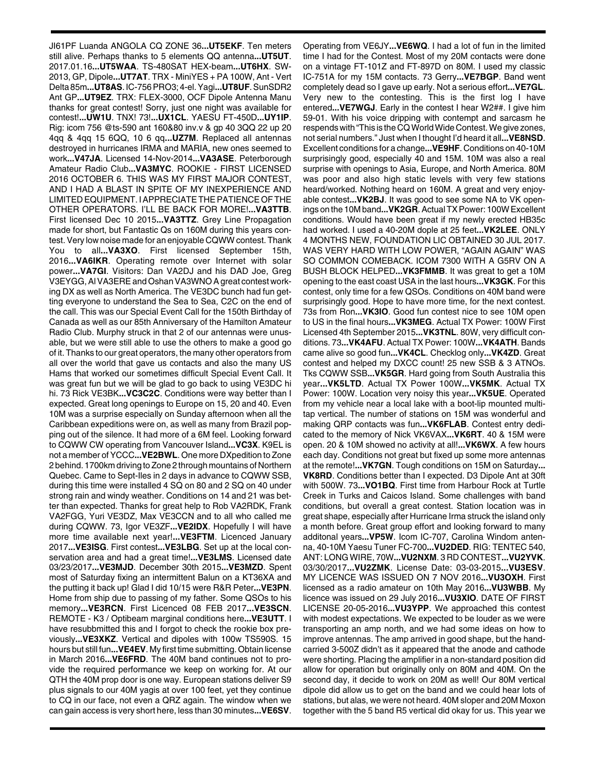JI61PF Luanda ANGOLA CQ ZONE 36...**UT5EKF**. Ten meters still alive. Perhaps thanks to 5 elements QQ antenna...**UT5UT**. 2017.01.16...**UT5WAA**. TS-480SAT HEX-beam...**UT6HX**. SW-2013, GP, Dipole...**UT7AT**. TRX - MiniYES + PA 100W, Ant - Vert Delta 85m...**UT8AS**. IC-756 PRO3; 4-el. Yagi...**UT8UF**. SunSDR2 Ant GP...**UT9EZ**. TRX: FLEX-3000, OCF Dipole Antenna Manu thanks for great contest! Sorry, just one night was available for contest!...**UW1U**. TNX! 73!...**UX1CL**. YAESU FT-450D...**UY1IP**. Rig: icom 756 @ts-590 ant 160&80 inv.v & gp 40 3QQ 22 up 20 4qq & 4qq 15 6QQ, 10 6 qq...**UZ7M**. Replaced all antennas destroyed in hurricanes IRMA and MARIA, new ones seemed to work...**V47JA**. Licensed 14-Nov-2014...**VA3ASE**. Peterborough Amateur Radio Club...**VA3MYC**. ROOKIE - FIRST LICENSED 2016 OCTOBER 6. THIS WAS MY FIRST MAJOR CONTEST, AND I HAD A BLAST IN SPITE OF MY INEXPERIENCE AND LIMITED EQUIPMENT. I APPRECIATE THE PATIENCE OF THE OTHER OPERATORS. I'LL BE BACK FOR MORE!...**VA3TTB**. First licensed Dec 10 2015...**VA3TTZ**. Grey Line Propagation made for short, but Fantastic Qs on 160M during this years contest. Very low noise made for an enjoyable CQWW contest. Thank You to all...**VA3XO**. First licensed September 15th, 2016...**VA6IKR**. Operating remote over Internet with solar power...**VA7GI**. Visitors: Dan VA2DJ and his DAD Joe, Greg V3EYGG, Al VA3ERE and Oshan VA3WNO A great contest working DX as well as North America. The VE3DC bunch had fun getting everyone to understand the Sea to Sea, C2C on the end of the call. This was our Special Event Call for the 150th Birthday of Canada as well as our 85th Anniversary of the Hamilton Amateur Radio Club. Murphy struck in that 2 of our antennas were unusable, but we were still able to use the others to make a good go of it. Thanks to our great operators, the many other operators from all over the world that gave us contacts and also the many US Hams that worked our sometimes difficult Special Event Call. It was great fun but we will be glad to go back to using VE3DC hi hi. 73 Rick VE3BK...**VC3C2C**. Conditions were way better than I expected. Great long openings to Europe on 15, 20 and 40. Even 10M was a surprise especially on Sunday afternoon when all the Caribbean expeditions were on, as well as many from Brazil popping out of the silence. It had more of a 6M feel. Looking forward to CQWW CW operating from Vancouver Island...**VC3X**. K9EL is not a member of YCCC...**VE2BWL**. One more DXpedition to Zone 2 behind. 1700km driving to Zone 2 through mountains of Northern Quebec. Came to Sept-Iles in 2 days in advance to CQWW SSB, during this time were installed 4 SQ on 80 and 2 SQ on 40 under strong rain and windy weather. Conditions on 14 and 21 was better than expected. Thanks for great help to Rob VA2RDK, Frank VA2FGG, Yuri VE3DZ, Max VE3CCN and to all who called me during CQWW. 73, Igor VE3ZF...**VE2IDX**. Hopefully I will have more time available next year!...**VE3FTM**. Licenced January 2017...**VE3ISG**. First contest...**VE3LBG**. Set up at the local conservation area and had a great time!...**VE3LMS**. Licensed date 03/23/2017...**VE3MJD**. December 30th 2015...**VE3MZD**. Spent most of Saturday fixing an intermittent Balun on a KT36XA and the putting it back up! Glad I did 10/15 were R&R Peter...**VE3PN**. Home from ship due to passing of my father. Some QSOs to his memory...**VE3RCN**. First Licenced 08 FEB 2017...**VE3SCN**. REMOTE - K3 / Optibeam marginal conditions here...**VE3UTT**. I have resubbmitted this and I forgot to check the rookie box previously...**VE3XKZ**. Vertical and dipoles with 100w TS590S. 15 hours but still fun...**VE4EV**. My first time submitting. Obtain license in March 2016...**VE6FRD**. The 40M band continues not to provide the required performance we keep on working for. At our QTH the 40M prop door is one way. European stations deliver S9 plus signals to our 40M yagis at over 100 feet, yet they continue to CQ in our face, not even a QRZ again. The window when we can gain access is very short here, less than 30 minutes...**VE6SV**. Operating from VE6JY...**VE6WQ**. I had a lot of fun in the limited time I had for the Contest. Most of my 20M contacts were done on a vintage FT-101Z and FT-897D on 80M. I used my classic IC-751A for my 15M contacts. 73 Gerry...**VE7BGP**. Band went completely dead so I gave up early. Not a serious effort...**VE7GL**. Very new to the contesting. This is the first log I have entered...**VE7WGJ**. Early in the contest I hear W2##. I give him 59-01. With his voice dripping with contempt and sarcasm he respends with "This is the CQ World Wide Contest. We give zones, not serial numbers." Just when I thought I'd heard it all...**VE8NSD**. Excellent conditions for a change...**VE9HF**. Conditions on 40-10M surprisingly good, especially 40 and 15M. 10M was also a real surprise with openings to Asia, Europe, and North America. 80M was poor and also high static levels with very few stations heard/worked. Nothing heard on 160M. A great and very enjoyable contest...**VK2BJ**. It was good to see some NA to VK openings on the 10M band...**VK2GR**. Actual TX Power: 100W Excellent conditions. Would have been great if my newly erected HB35c had worked. I used a 40-20M dople at 25 feet...**VK2LEE**. ONLY 4 MONTHS NEW, FOUNDATION LIC OBTAINED 30 JUL 2017. WAS VERY HARD WITH LOW POWER, "AGAIN AGAIN" WAS SO COMMON COMEBACK. ICOM 7300 WITH A G5RV ON A BUSH BLOCK HELPED...**VK3FMMB**. It was great to get a 10M opening to the east coast USA in the last hours...**VK3GK**. For this contest, only time for a few QSOs. Conditions on 40M band were surprisingly good. Hope to have more time, for the next contest. 73s from Ron...**VK3IO**. Good fun contest nice to see 10M open to US in the final hours...**VK3MEG**. Actual TX Power: 100W First Licensed 4th September 2015...**VK3TNL**. 80W, very difficult conditions. 73...**VK4AFU**. Actual TX Power: 100W...**VK4ATH**. Bands came alive so good fun...**VK4CL**. Checklog only...**VK4ZD**. Great contest and helped my DXCC count! 25 new SSB & 3 ATNOs. Tks CQWW SSB...**VK5GR**. Hard going from South Australia this year...**VK5LTD**. Actual TX Power 100W...**VK5MK**. Actual TX Power: 100W. Location very noisy this year...**VK5UE**. Operated from my vehicle near a local lake with a boot-lip mounted multi-tap vertical. The number of stations on 15M was wonderful and making QRP contacts was fun...**VK6FLAB**. Contest entry dedicated to the memory of Nick VK6VAX...**VK6RT**. 40 & 15M were open. 20 & 10M showed no activity at all!...**VK6WX**. A few hours each day. Conditions not great but fixed up some more antennas at the remote!...**VK7GN**. Tough conditions on 15M on Saturday...**VK8RD**. Conditions better than I expected. D3 Dipole Ant at 30ft with 500W. 73...**VO1BQ**. First time from Harbour Rock at Turtle Creek in Turks and Caicos Island. Some challenges with band conditions, but overall a great contest. Station location was in great shape, especially after Hurricane Irma struck the island only a month before. Great group effort and looking forward to many additonal years...**VP5W**. Icom IC-707, Carolina Windom antenna, 40-10M Yaesu Tuner FC-700...**VU2DED**. RIG: TENTEC 540, ANT: LONG WIRE, 70W...**VU2NXM**. 3 RD CONTEST...**VU2YVK**. 03/30/2017...**VU2ZMK**. License Date: 03-03-2015...**VU3ESV**. MY LICENCE WAS ISSUED ON 7 NOV 2016...**VU3OXH**. First licensed as a radio amateur on 10th May 2016...**VU3WBB**. My licence was issued on 29 July 2016...**VU3XIO**. DATE OF FIRST LICENSE 20-05-2016...**VU3YPP**. We approached this contest with modest expectations. We expected to be louder as we were transporting an amp north, and we had some ideas on how to improve antennas. The amp arrived in good shape, but the hand-carried 3-500Z didn't as it appeared that the anode and cathode were shorting. Placing the amplifier in a non-standard position did allow for operation but originally only on 80M and 40M. On the second day, it decide to work on 20M as well! Our 80M vertical dipole did allow us to get on the band and we could hear lots of stations, but alas, we were not heard. 40M sloper and 20M Moxon together with the 5 band R5 vertical did okay for us. This year we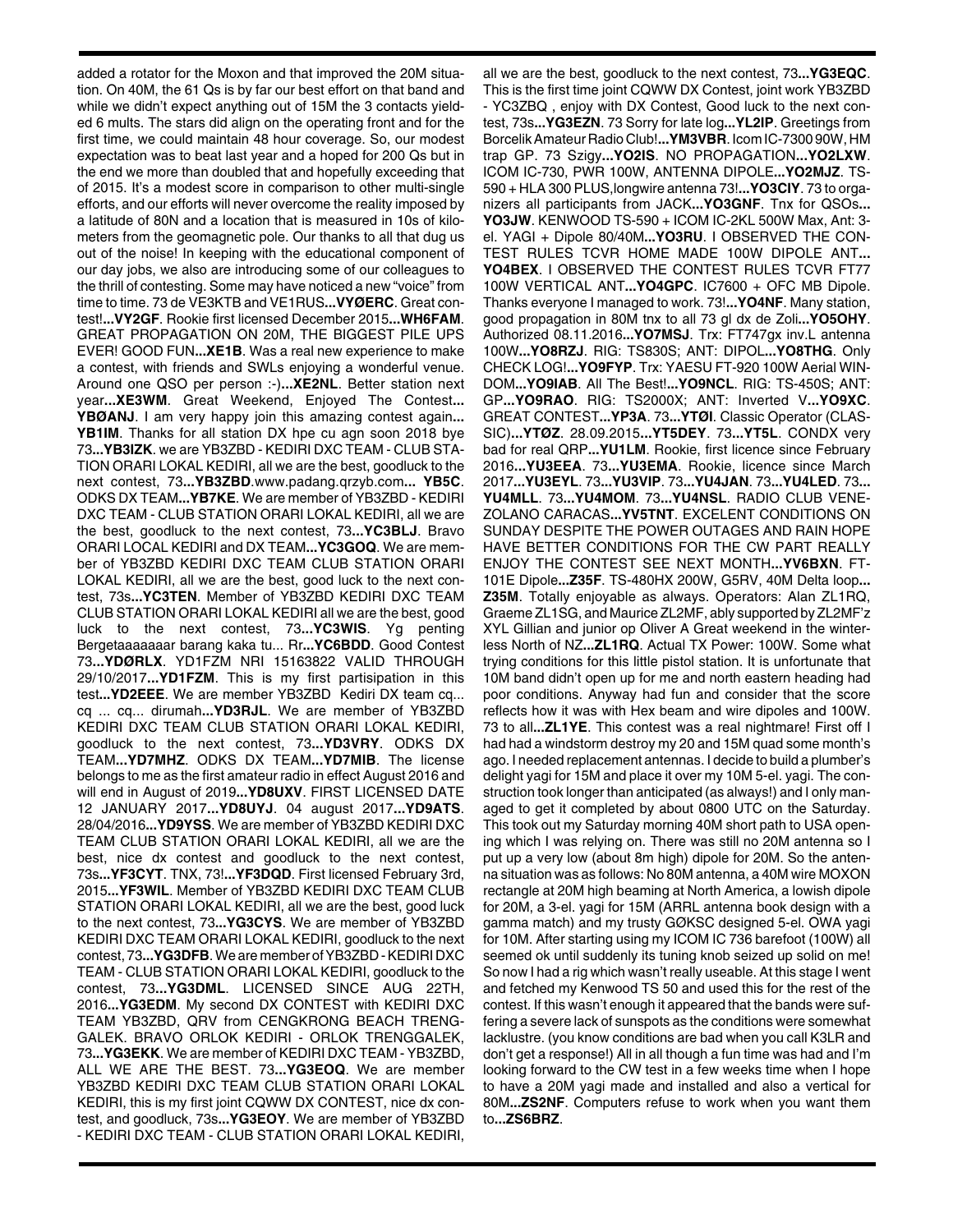added a rotator for the Moxon and that improved the 20M situation. On 40M, the 61 Qs is by far our best effort on that band and while we didn't expect anything out of 15M the 3 contacts yielded 6 mults. The stars did align on the operating front and for the first time, we could maintain 48 hour coverage. So, our modest expectation was to beat last year and a hoped for 200 Qs but in the end we more than doubled that and hopefully exceeding that of 2015. It's a modest score in comparison to other multi-single efforts, and our efforts will never overcome the reality imposed by a latitude of 80N and a location that is measured in 10s of kilometers from the geomagnetic pole. Our thanks to all that dug us out of the noise! In keeping with the educational component of our day jobs, we also are introducing some of our colleagues to the thrill of contesting. Some may have noticed a new "voice" from time to time. 73 de VE3KTB and VE1RUS**...VYØERC**. Great contest!**...VY2GF**. Rookie first licensed December 2015**...WH6FAM**. GREAT PROPAGATION ON 20M, THE BIGGEST PILE UPS EVER! GOOD FUN**...XE1B**. Was a real new experience to make a contest, with friends and SWLs enjoying a wonderful venue. Around one QSO per person :-)**...XE2NL**. Better station next year**...XE3WM**. Great Weekend, Enjoyed The Contest**... YBØANJ**. I am very happy join this amazing contest again**... YB1IM**. Thanks for all station DX hpe cu agn soon 2018 bye 73**...YB3IZK**. we are YB3ZBD - KEDIRI DXC TEAM - CLUB STATION ORARI LOKAL KEDIRI, all we are the best, goodluck to the next contest, 73**...YB3ZBD**.www.padang.qrzyb.com**... YB5C**. ODKS DX TEAM**...YB7KE**. We are member of YB3ZBD - KEDIRI DXC TEAM - CLUB STATION ORARI LOKAL KEDIRI, all we are the best, goodluck to the next contest, 73**...YC3BLJ**. Bravo ORARI LOCAL KEDIRI and DX TEAM**...YC3GOQ**. We are member of YB3ZBD KEDIRI DXC TEAM CLUB STATION ORARI LOKAL KEDIRI, all we are the best, good luck to the next contest, 73s**...YC3TEN**. Member of YB3ZBD KEDIRI DXC TEAM CLUB STATION ORARI LOKAL KEDIRI all we are the best, good luck to the next contest, 73**...YC3WIS**. Yg penting Bergetaaaaaaar barang kaka tu... Rr**...YC6BDD**. Good Contest 73**...YDØRLX**. YD1FZM NRI 15163822 VALID THROUGH 29/10/2017**...YD1FZM**. This is my first partisipation in this test**...YD2EEE**. We are member YB3ZBD Kediri DX team cq... cq ... cq... dirumah**...YD3RJL**. We are member of YB3ZBD KEDIRI DXC TEAM CLUB STATION ORARI LOKAL KEDIRI, goodluck to the next contest, 73**...YD3VRY**. ODKS DX TEAM**...YD7MHZ**. ODKS DX TEAM**...YD7MIB**. The license belongs to me as the first amateur radio in effect August 2016 and will end in August of 2019**...YD8UXV**. FIRST LICENSED DATE 12 JANUARY 2017**...YD8UYJ**. 04 august 2017**...YD9ATS**. 28/04/2016**...YD9YSS**. We are member of YB3ZBD KEDIRI DXC TEAM CLUB STATION ORARI LOKAL KEDIRI, all we are the best, nice dx contest and goodluck to the next contest, 73s**...YF3CYT**. TNX, 73!**...YF3DQD**. First licensed February 3rd, 2015**...YF3WIL**. Member of YB3ZBD KEDIRI DXC TEAM CLUB STATION ORARI LOKAL KEDIRI, all we are the best, good luck to the next contest, 73**...YG3CYS**. We are member of YB3ZBD KEDIRI DXC TEAM ORARI LOKAL KEDIRI, goodluck to the next contest, 73**...YG3DFB**. We are member of YB3ZBD - KEDIRI DXC TEAM - CLUB STATION ORARI LOKAL KEDIRI, goodluck to the contest, 73**...YG3DML**. LICENSED SINCE AUG 22TH, 2016**...YG3EDM**. My second DX CONTEST with KEDIRI DXC TEAM YB3ZBD, QRV from CENGKRONG BEACH TRENGGALEK. BRAVO ORLOK KEDIRI - ORLOK TRENGGALEK, 73**...YG3EKK**. We are member of KEDIRI DXC TEAM - YB3ZBD, ALL WE ARE THE BEST. 73**...YG3EOQ**. We are member YB3ZBD KEDIRI DXC TEAM CLUB STATION ORARI LOKAL KEDIRI, this is my first joint CQWW DX CONTEST, nice dx contest, and goodluck, 73s**...YG3EOY**. We are member of YB3ZBD - KEDIRI DXC TEAM - CLUB STATION ORARI LOKAL KEDIRI, all we are the best, goodluck to the next contest, 73**...YG3EQC**. This is the first time joint CQWW DX Contest, joint work YB3ZBD - YC3ZBQ , enjoy with DX Contest, Good luck to the next contest, 73s**...YG3EZN**. 73 Sorry for late log**...YL2IP**. Greetings from Borcelik Amateur Radio Club!**...YM3VBR**. Icom IC-7300 90W, HM trap GP. 73 Szigy**...YO2IS**. NO PROPAGATION**...YO2LXW**. ICOM IC-730, PWR 100W, ANTENNA DIPOLE**...YO2MJZ**. TS-590 + HLA 300 PLUS,longwire antenna 73!**...YO3CIY**. 73 to organizers all participants from JACK**...YO3GNF**. Tnx for QSOs**... YO3JW**. KENWOOD TS-590 + ICOM IC-2KL 500W Max, Ant: 3-el. YAGI + Dipole 80/40M**...YO3RU**. I OBSERVED THE CONTEST RULES TCVR HOME MADE 100W DIPOLE ANT**... YO4BEX**. I OBSERVED THE CONTEST RULES TCVR FT77 100W VERTICAL ANT**...YO4GPC**. IC7600 + OFC MB Dipole. Thanks everyone I managed to work. 73!**...YO4NF**. Many station, good propagation in 80M tnx to all 73 gl dx de Zoli**...YO5OHY**. Authorized 08.11.2016**...YO7MSJ**. Trx: FT747gx inv.L antenna 100W**...YO8RZJ**. RIG: TS830S; ANT: DIPOL**...YO8THG**. Only CHECK LOG!**...YO9FYP**. Trx: YAESU FT-920 100W Aerial WINDOM**...YO9IAB**. All The Best!**...YO9NCL**. RIG: TS-450S; ANT: GP**...YO9RAO**. RIG: TS2000X; ANT: Inverted V**...YO9XC**. GREAT CONTEST**...YP3A**. 73**...YTØI**. Classic Operator (CLASSIC)**...YTØZ**. 28.09.2015**...YT5DEY**. 73**...YT5L**. CONDX very bad for real QRP**...YU1LM**. Rookie, first licence since February 2016**...YU3EEA**. 73**...YU3EMA**. Rookie, licence since March 2017**...YU3EYL**. 73**...YU3VIP**. 73**...YU4JAN**. 73**...YU4LED**. 73**... YU4MLL**. 73**...YU4MOM**. 73**...YU4NSL**. RADIO CLUB VENEZOLANO CARACAS**...YV5TNT**. EXCELENT CONDITIONS ON SUNDAY DESPITE THE POWER OUTAGES AND RAIN HOPE HAVE BETTER CONDITIONS FOR THE CW PART REALLY ENJOY THE CONTEST SEE NEXT MONTH**...YV6BXN**. FT-101E Dipole**...Z35F**. TS-480HX 200W, G5RV, 40M Delta loop**... Z35M**. Totally enjoyable as always. Operators: Alan ZL1RQ, Graeme ZL1SG, and Maurice ZL2MF, ably supported by ZL2MF'z XYL Gillian and junior op Oliver A Great weekend in the winterless North of NZ**...ZL1RQ**. Actual TX Power: 100W. Some what trying conditions for this little pistol station. It is unfortunate that 10M band didn't open up for me and north eastern heading had poor conditions. Anyway had fun and consider that the score reflects how it was with Hex beam and wire dipoles and 100W. 73 to all**...ZL1YE**. This contest was a real nightmare! First off I had had a windstorm destroy my 20 and 15M quad some month's ago. I needed replacement antennas. I decide to build a plumber's delight yagi for 15M and place it over my 10M 5-el. yagi. The construction took longer than anticipated (as always!) and I only managed to get it completed by about 0800 UTC on the Saturday. This took out my Saturday morning 40M short path to USA opening which I was relying on. There was still no 20M antenna so I put up a very low (about 8m high) dipole for 20M. So the antenna situation was as follows: No 80M antenna, a 40M wire MOXON rectangle at 20M high beaming at North America, a lowish dipole for 20M, a 3-el. yagi for 15M (ARRL antenna book design with a gamma match) and my trusty GØKSC designed 5-el. OWA yagi for 10M. After starting using my ICOM IC 736 barefoot (100W) all seemed ok until suddenly its tuning knob seized up solid on me! So now I had a rig which wasn't really useable. At this stage I went and fetched my Kenwood TS 50 and used this for the rest of the contest. If this wasn't enough it appeared that the bands were suffering a severe lack of sunspots as the conditions were somewhat lacklustre. (you know conditions are bad when you call K3LR and don't get a response!) All in all though a fun time was had and I'm looking forward to the CW test in a few weeks time when I hope to have a 20M yagi made and installed and also a vertical for 80M**...ZS2NF**. Computers refuse to work when you want them to**...ZS6BRZ**.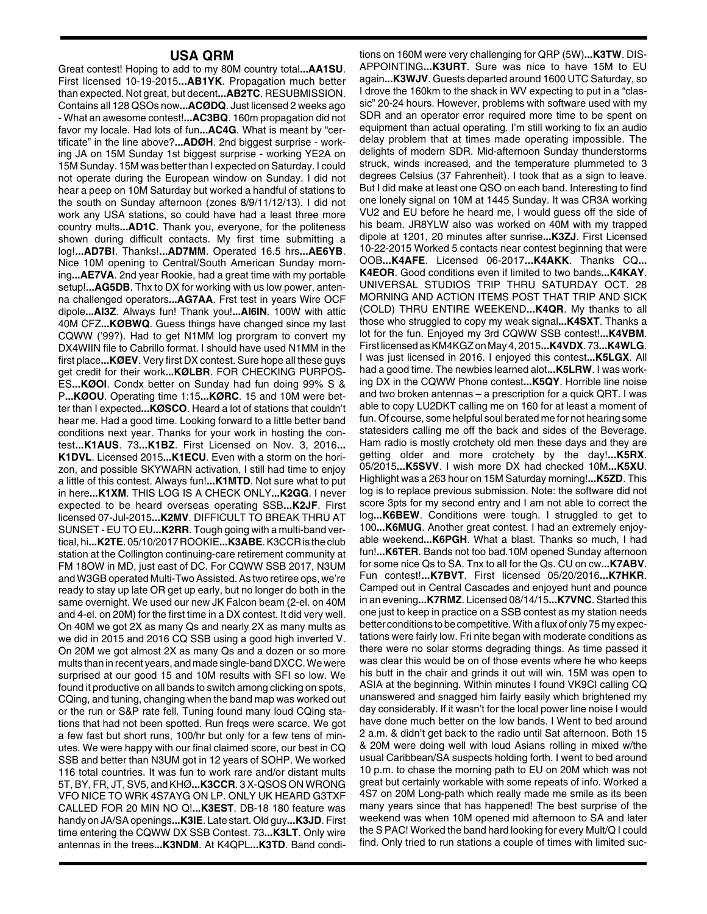## USA QRM

Great contest! Hoping to add to my 80M country total**...AA1SU**. First licensed 10-19-2015**...AB1YK**. Propagation much better than expected. Not great, but decent**...AB2TC**. RESUBMISSION. Contains all 128 QSOs now**...ACØDQ**. Just licensed 2 weeks ago - What an awesome contest!**...AC3BQ**. 160m propagation did not favor my locale. Had lots of fun**...AC4G**. What is meant by "certificate" in the line above?**...ADØH**. 2nd biggest surprise - working JA on 15M Sunday 1st biggest surprise - working YE2A on 15M Sunday. 15M was better than I expected on Saturday. I could not operate during the European window on Sunday. I did not hear a peep on 10M Saturday but worked a handful of stations to the south on Sunday afternoon (zones 8/9/11/12/13). I did not work any USA stations, so could have had a least three more country mults**...AD1C**. Thank you, everyone, for the politeness shown during difficult contacts. My first time submitting a log!**...AD7BI**. Thanks!**...AD7MM**. Operated 16.5 hrs**...AE6YB**. Nice 10M opening to Central/South American Sunday morning**...AE7VA**. 2nd year Rookie, had a great time with my portable setup!**...AG5DB**. Thx to DX for working with us low power, antenna challenged operators**...AG7AA**. Frst test in years Wire OCF dipole**...AI3Z**. Always fun! Thank you!**...AI6IN**. 100W with attic 40M CFZ**...KØBWQ**. Guess things have changed since my last CQWW ('99?). Had to get N1MM log prorgram to convert my DX4WIIN file to Cabrillo format. I should have used N1MM in the first place**...KØEV**. Very first DX contest. Sure hope all these guys get credit for their work**...KØLBR**. FOR CHECKING PURPOSES**...KØOI**. Condx better on Sunday had fun doing 99% S & P**...KØOU**. Operating time 1:15**...KØRC**. 15 and 10M were better than I expected**...KØSCO**. Heard a lot of stations that couldn't hear me. Had a good time. Looking forward to a little better band conditions next year. Thanks for your work in hosting the contest**...K1AUS**. 73**...K1BZ**. First Licensed on Nov. 3, 2016**... K1DVL**. Licensed 2015**...K1ECU**. Even with a storm on the horizon, and possible SKYWARN activation, I still had time to enjoy a little of this contest. Always fun!**...K1MTD**. Not sure what to put in here**...K1XM**. THIS LOG IS A CHECK ONLY**...K2GG**. I never expected to be heard overseas operating SSB**...K2JF**. First licensed 07-Jul-2015**...K2MV**. DIFFICULT TO BREAK THRU AT SUNSET - EU TO EU**...K2RR**. Tough going with a multi-band vertical, hi**...K2TE**. 05/10/2017 ROOKIE**...K3ABE**. K3CCR is the club station at the Collington continuing-care retirement community at FM 18OW in MD, just east of DC. For CQWW SSB 2017, N3UM and W3GB operated Multi-Two Assisted. As two retiree ops, we're ready to stay up late OR get up early, but no longer do both in the same overnight. We used our new JK Falcon beam (2-el. on 40M and 4-el. on 20M) for the first time in a DX contest. It did very well. On 40M we got 2X as many Qs and nearly 2X as many mults as we did in 2015 and 2016 CQ SSB using a good high inverted V. On 20M we got almost 2X as many Qs and a dozen or so more mults than in recent years, and made single-band DXCC. We were surprised at our good 15 and 10M results with SFI so low. We found it productive on all bands to switch among clicking on spots, CQing, and tuning, changing when the band map was worked out or the run or S&P rate fell. Tuning found many loud CQing stations that had not been spotted. Run freqs were scarce. We got a few fast but short runs, 100/hr but only for a few tens of minutes. We were happy with our final claimed score, our best in CQ SSB and better than N3UM got in 12 years of SOHP. We worked 116 total countries. It was fun to work rare and/or distant mults 5T, BY, FR, JT, SV5, and KHØ**...K3CCR**. 3 X-QSOS ON WRONG VFO NICE TO WRK 4S7AYG ON LP. ONLY UK HEARD G3TXF CALLED FOR 20 MIN NO Q!**...K3EST**. DB-18 180 feature was handy on JA/SA openings**...K3IE**. Late start. Old guy**...K3JD**. First time entering the CQWW DX SSB Contest. 73**...K3LT**. Only wire antennas in the trees**...K3NDM**. At K4QPL**...K3TD**. Band conditions on 160M were very challenging for QRP (5W)**...K3TW**. DISAPPOINTING**...K3URT**. Sure was nice to have 15M to EU again**...K3WJV**. Guests departed around 1600 UTC Saturday, so I drove the 160km to the shack in WV expecting to put in a "classic" 20-24 hours. However, problems with software used with my SDR and an operator error required more time to be spent on equipment than actual operating. I'm still working to fix an audio delay problem that at times made operating impossible. The delights of modern SDR. Mid-afternoon Sunday thunderstorms struck, winds increased, and the temperature plummeted to 3 degrees Celsius (37 Fahrenheit). I took that as a sign to leave. But I did make at least one QSO on each band. Interesting to find one lonely signal on 10M at 1445 Sunday. It was CR3A working VU2 and EU before he heard me, I would guess off the side of his beam. JR8YLW also was worked on 40M with my trapped dipole at 1201, 20 minutes after sunrise**...K3ZJ**. First Licensed 10-22-2015 Worked 5 contacts near contest beginning that were OOB**...K4AFE**. Licensed 06-2017**...K4AKK**. Thanks CQ**... K4EOR**. Good conditions even if limited to two bands**...K4KAY**. UNIVERSAL STUDIOS TRIP THRU SATURDAY OCT. 28 MORNING AND ACTION ITEMS POST THAT TRIP AND SICK (COLD) THRU ENTIRE WEEKEND**...K4QR**. My thanks to all those who struggled to copy my weak signal**...K4SXT**. Thanks a lot for the fun. Enjoyed my 3rd CQWW SSB contest!**...K4VBM**. First licensed as KM4KGZ on May 4, 2015**...K4VDX**. 73**...K4WLG**. I was just licensed in 2016. I enjoyed this contest**...K5LGX**. All had a good time. The newbies learned alot**...K5LRW**. I was working DX in the CQWW Phone contest**...K5QY**. Horrible line noise and two broken antennas – a prescription for a quick QRT. I was able to copy LU2DKT calling me on 160 for at least a moment of fun. Of course, some helpful soul berated me for not hearing some statesiders calling me off the back and sides of the Beverage. Ham radio is mostly crotchety old men these days and they are getting older and more crotchety by the day!**...K5RX**. 05/2015**...K5SVV**. I wish more DX had checked 10M**...K5XU**. Highlight was a 263 hour on 15M Saturday morning!**...K5ZD**. This log is to replace previous submission. Note: the software did not score 3pts for my second entry and I am not able to correct the log**...K6BEW**. Conditions were tough. I struggled to get to 100**...K6MUG**. Another great contest. I had an extremely enjoyable weekend**...K6PGH**. What a blast. Thanks so much, I had fun!**...K6TER**. Bands not too bad.10M opened Sunday afternoon for some nice Qs to SA. Tnx to all for the Qs. CU on cw**...K7ABV**. Fun contest!**...K7BVT**. First licensed 05/20/2016**...K7HKR**. Camped out in Central Cascades and enjoyed hunt and pounce in an evening**...K7RMZ**. Licensed 08/14/15**...K7VNC**. Started this one just to keep in practice on a SSB contest as my station needs better conditions to be competitive. With a flux of only 75 my expectations were fairly low. Fri nite began with moderate conditions as there were no solar storms degrading things. As time passed it was clear this would be on of those events where he who keeps his butt in the chair and grinds it out will win. 15M was open to ASIA at the beginning. Within minutes I found VK9CI calling CQ unanswered and snagged him fairly easily which brightened my day considerably. If it wasn't for the local power line noise I would have done much better on the low bands. I went to bed around 2 a.m. & didn't get back to the radio until Sat afternoon. Both 15 & 20M were doing well with loud Asians rolling in mixed w/the usual Caribbean/SA suspects holding forth. I went to bed around 10 p.m. to chase the morning path to EU on 20M which was not great but certainly workable with some repeats of info. Worked a 4S7 on 20M Long-path which really made me smile as its been many years since that has happened! The best surprise of the weekend was when 10M opened mid afternoon to SA and later the S PAC! Worked the band hard looking for every Mult/Q I could find. Only tried to run stations a couple of times with limited suc-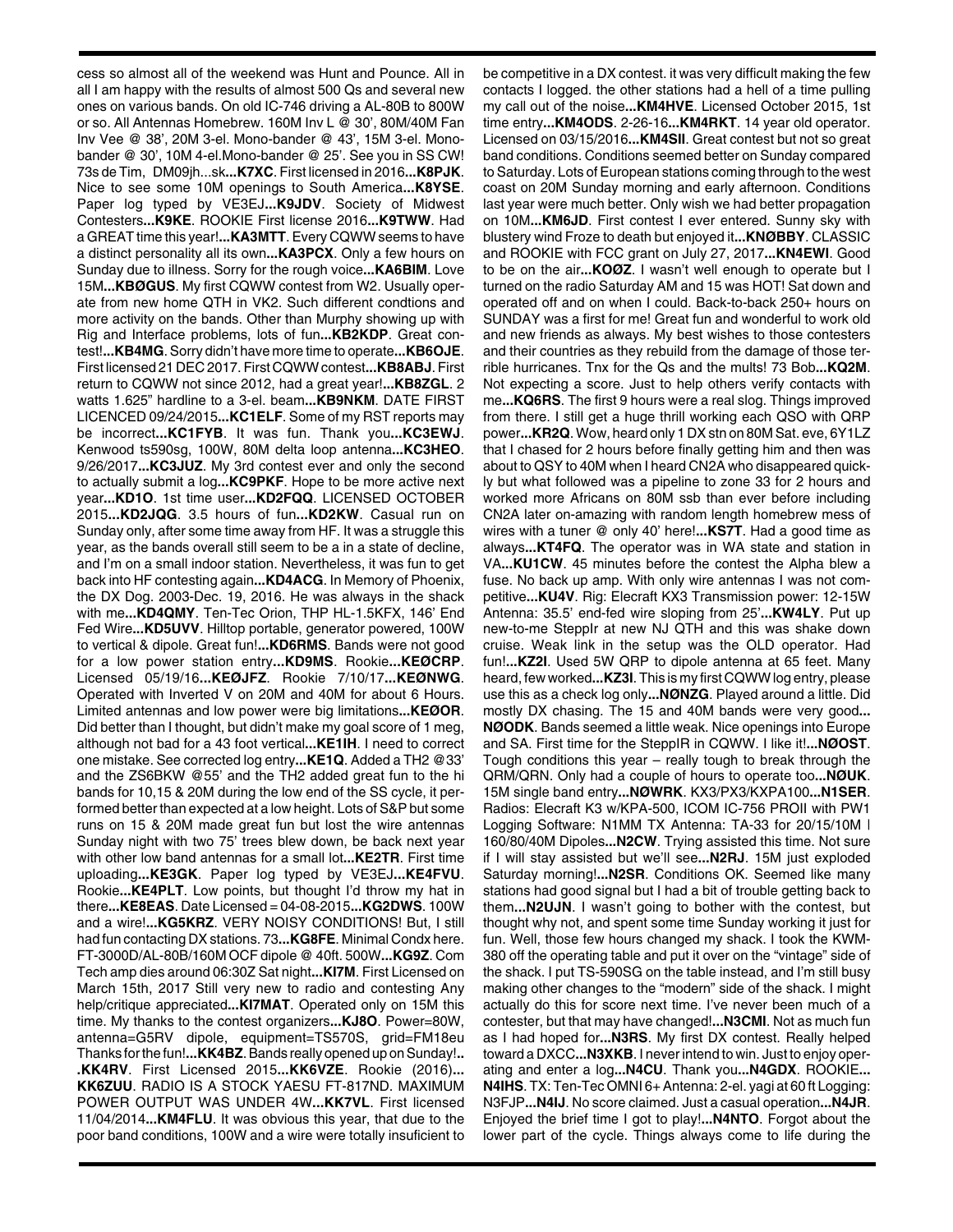cess so almost all of the weekend was Hunt and Pounce. All in all I am happy with the results of almost 500 Qs and several new ones on various bands. On old IC-746 driving a AL-80B to 800W or so. All Antennas Homebrew. 160M Inv L @ 30', 80M/40M Fan Inv Vee @ 38', 20M 3-el. Mono-bander @ 43', 15M 3-el. Mono-bander @ 30', 10M 4-el.Mono-bander @ 25'. See you in SS CW! 73s de Tim, DM09jh...sk**...K7XC**. First licensed in 2016**...K8PJK**. Nice to see some 10M openings to South America**...K8YSE**. Paper log typed by VE3EJ**...K9JDV**. Society of Midwest Contesters**...K9KE**. ROOKIE First license 2016**...K9TWW**. Had a GREAT time this year!**...KA3MTT**. Every CQWW seems to have a distinct personality all its own**...KA3PCX**. Only a few hours on Sunday due to illness. Sorry for the rough voice**...KA6BIM**. Love 15M**...KBØGUS**. My first CQWW contest from W2. Usually operate from new home QTH in VK2. Such different condtions and more activity on the bands. Other than Murphy showing up with Rig and Interface problems, lots of fun**...KB2KDP**. Great contest!**...KB4MG**. Sorry didn't have more time to operate**...KB6OJE**. First licensed 21 DEC 2017. First CQWW contest**...KB8ABJ**. First return to CQWW not since 2012, had a great year!**...KB8ZGL**. 2 watts 1.625" hardline to a 3-el. beam**...KB9NKM**. DATE FIRST LICENCED 09/24/2015**...KC1ELF**. Some of my RST reports may be incorrect**...KC1FYB**. It was fun. Thank you**...KC3EWJ**. Kenwood ts590sg, 100W, 80M delta loop antenna**...KC3HEO**. 9/26/2017**...KC3JUZ**. My 3rd contest ever and only the second to actually submit a log**...KC9PKF**. Hope to be more active next year**...KD1O**. 1st time user**...KD2FQQ**. LICENSED OCTOBER 2015**...KD2JQG**. 3.5 hours of fun**...KD2KW**. Casual run on Sunday only, after some time away from HF. It was a struggle this year, as the bands overall still seem to be a in a state of decline, and I'm on a small indoor station. Nevertheless, it was fun to get back into HF contesting again**...KD4ACG**. In Memory of Phoenix, the DX Dog. 2003-Dec. 19, 2016. He was always in the shack with me**...KD4QMY**. Ten-Tec Orion, THP HL-1.5KFX, 146' End Fed Wire**...KD5UVV**. Hilltop portable, generator powered, 100W to vertical & dipole. Great fun!**...KD6RMS**. Bands were not good for a low power station entry**...KD9MS**. Rookie**...KEØCRP**. Licensed 05/19/16**...KEØJFZ**. Rookie 7/10/17**...KEØNWG**. Operated with Inverted V on 20M and 40M for about 6 Hours. Limited antennas and low power were big limitations**...KEØOR**. Did better than I thought, but didn't make my goal score of 1 meg, although not bad for a 43 foot vertical**...KE1IH**. I need to correct one mistake. See corrected log entry**...KE1Q**. Added a TH2 @33' and the ZS6BKW @55' and the TH2 added great fun to the hi bands for 10,15 & 20M during the low end of the SS cycle, it performed better than expected at a low height. Lots of S&P but some runs on 15 & 20M made great fun but lost the wire antennas Sunday night with two 75' trees blew down, be back next year with other low band antennas for a small lot**...KE2TR**. First time uploading**...KE3GK**. Paper log typed by VE3EJ**...KE4FVU**. Rookie**...KE4PLT**. Low points, but thought I'd throw my hat in there**...KE8EAS**. Date Licensed = 04-08-2015**...KG2DWS**. 100W and a wire!**...KG5KRZ**. VERY NOISY CONDITIONS! But, I still had fun contacting DX stations. 73**...KG8FE**. Minimal Condx here. FT-3000D/AL-80B/160M OCF dipole @ 40ft. 500W**...KG9Z**. Com Tech amp dies around 06:30Z Sat night**...KI7M**. First Licensed on March 15th, 2017 Still very new to radio and contesting Any help/critique appreciated**...KI7MAT**. Operated only on 15M this time. My thanks to the contest organizers**...KJ8O**. Power=80W, antenna=G5RV dipole, equipment=TS570S, grid=FM18eu Thanks for the fun!**...KK4BZ**. Bands really opened up on Sunday!**...KK4RV**. First Licensed 2015**...KK6VZE**. Rookie (2016)**...KK6ZUU**. RADIO IS A STOCK YAESU FT-817ND. MAXIMUM POWER OUTPUT WAS UNDER 4W**...KK7VL**. First licensed 11/04/2014**...KM4FLU**. It was obvious this year, that due to the poor band conditions, 100W and a wire were totally insuficient to be competitive in a DX contest. it was very difficult making the few contacts I logged. the other stations had a hell of a time pulling my call out of the noise**...KM4HVE**. Licensed October 2015, 1st time entry**...KM4ODS**. 2-26-16**...KM4RKT**. 14 year old operator. Licensed on 03/15/2016**...KM4SII**. Great contest but not so great band conditions. Conditions seemed better on Sunday compared to Saturday. Lots of European stations coming through to the west coast on 20M Sunday morning and early afternoon. Conditions last year were much better. Only wish we had better propagation on 10M**...KM6JD**. First contest I ever entered. Sunny sky with blustery wind Froze to death but enjoyed it**...KNØBBY**. CLASSIC and ROOKIE with FCC grant on July 27, 2017**...KN4EWI**. Good to be on the air**...KOØZ**. I wasn't well enough to operate but I turned on the radio Saturday AM and 15 was HOT! Sat down and operated off and on when I could. Back-to-back 250+ hours on SUNDAY was a first for me! Great fun and wonderful to work old and new friends as always. My best wishes to those contesters and their countries as they rebuild from the damage of those terrible hurricanes. Tnx for the Qs and the mults! 73 Bob**...KQ2M**. Not expecting a score. Just to help others verify contacts with me**...KQ6RS**. The first 9 hours were a real slog. Things improved from there. I still get a huge thrill working each QSO with QRP power**...KR2Q**. Wow, heard only 1 DX stn on 80M Sat. eve, 6Y1LZ that I chased for 2 hours before finally getting him and then was about to QSY to 40M when I heard CN2A who disappeared quickly but what followed was a pipeline to zone 33 for 2 hours and worked more Africans on 80M ssb than ever before including CN2A later on-amazing with random length homebrew mess of wires with a tuner @ only 40' here!**...KS7T**. Had a good time as always**...KT4FQ**. The operator was in WA state and station in VA**...KU1CW**. 45 minutes before the contest the Alpha blew a fuse. No back up amp. With only wire antennas I was not competitive**...KU4V**. Rig: Elecraft KX3 Transmission power: 12-15W Antenna: 35.5' end-fed wire sloping from 25'**...KW4LY**. Put up new-to-me SteppIr at new NJ QTH and this was shake down cruise. Weak link in the setup was the OLD operator. Had fun!**...KZ2I**. Used 5W QRP to dipole antenna at 65 feet. Many heard, few worked**...KZ3I**. This is my first CQWW log entry, please use this as a check log only**...NØNZG**. Played around a little. Did mostly DX chasing. The 15 and 40M bands were very good**...NØODK**. Bands seemed a little weak. Nice openings into Europe and SA. First time for the SteppIR in CQWW. I like it!**...NØOST**. Tough conditions this year – really tough to break through the QRM/QRN. Only had a couple of hours to operate too**...NØUK**. 15M single band entry**...NØWRK**. KX3/PX3/KXPA100**...N1SER**. Radios: Elecraft K3 w/KPA-500, ICOM IC-756 PROII with PW1 Logging Software: N1MM TX Antenna: TA-33 for 20/15/10M I 160/80/40M Dipoles**...N2CW**. Trying assisted this time. Not sure if I will stay assisted but we'll see**...N2RJ**. 15M just exploded Saturday morning!**...N2SR**. Conditions OK. Seemed like many stations had good signal but I had a bit of trouble getting back to them**...N2UJN**. I wasn't going to bother with the contest, but thought why not, and spent some time Sunday working it just for fun. Well, those few hours changed my shack. I took the KWM-380 off the operating table and put it over on the "vintage" side of the shack. I put TS-590SG on the table instead, and I'm still busy making other changes to the "modern" side of the shack. I might actually do this for score next time. I've never been much of a contester, but that may have changed!**...N3CMI**. Not as much fun as I had hoped for**...N3RS**. My first DX contest. Really helped toward a DXCC**...N3XKB**. I never intend to win. Just to enjoy operating and enter a log**...N4CU**. Thank you**...N4GDX**. ROOKIE**...N4IHS**. TX: Ten-Tec OMNI 6+ Antenna: 2-el. yagi at 60 ft Logging: N3FJP**...N4IJ**. No score claimed. Just a casual operation**...N4JR**. Enjoyed the brief time I got to play!**...N4NTO**. Forgot about the lower part of the cycle. Things always come to life during the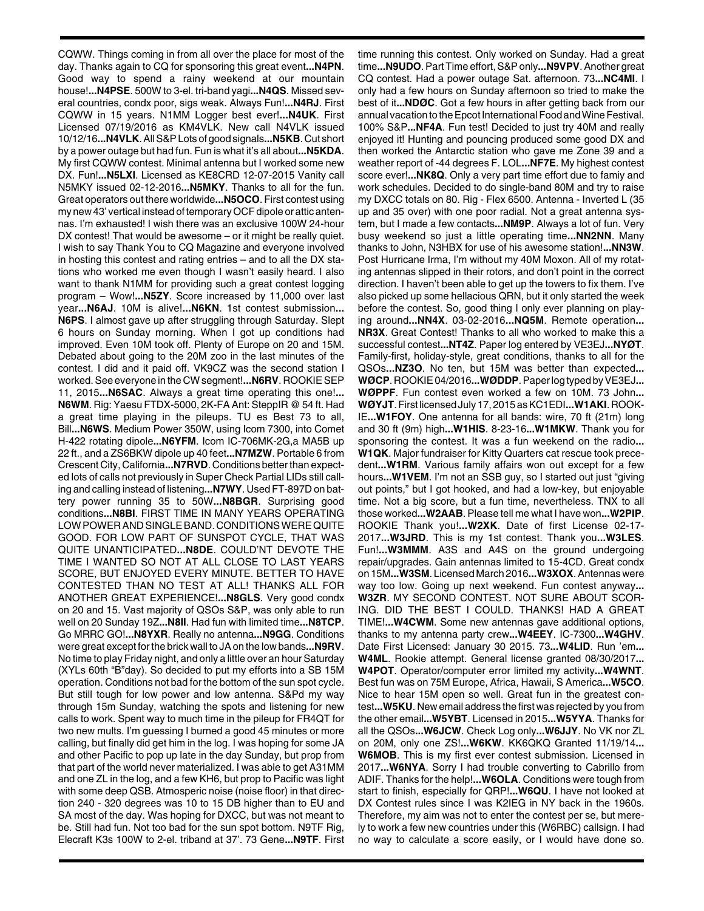CQWW. Things coming in from all over the place for most of the day. Thanks again to CQ for sponsoring this great event**...N4PN**. Good way to spend a rainy weekend at our mountain house!**...N4PSE**. 500W to 3-el. tri-band yagi**...N4QS**. Missed several countries, condx poor, sigs weak. Always Fun!**...N4RJ**. First CQWW in 15 years. N1MM Logger best ever!**...N4UK**. First Licensed 07/19/2016 as KM4VLK. New call N4VLK issued 10/12/16**...N4VLK**. All S&P Lots of good signals**...N5KB**. Cut short by a power outage but had fun. Fun is what it's all about**...N5KDA**. My first CQWW contest. Minimal antenna but I worked some new DX. Fun!**...N5LXI**. Licensed as KE8CRD 12-07-2015 Vanity call N5MKY issued 02-12-2016**...N5MKY**. Thanks to all for the fun. Great operators out there worldwide**...N5OCO**. First contest using my new 43' vertical instead of temporary OCF dipole or attic antennas. I'm exhausted! I wish there was an exclusive 100W 24-hour DX contest! That would be awesome – or it might be really quiet. I wish to say Thank You to CQ Magazine and everyone involved in hosting this contest and rating entries – and to all the DX stations who worked me even though I wasn't easily heard. I also want to thank N1MM for providing such a great contest logging program – Wow!**...N5ZY**. Score increased by 11,000 over last year**...N6AJ**. 10M is alive!**...N6KN**. 1st contest submission**... N6PS**. I almost gave up after struggling through Saturday. Slept 6 hours on Sunday morning. When I got up conditions had improved. Even 10M took off. Plenty of Europe on 20 and 15M. Debated about going to the 20M zoo in the last minutes of the contest. I did and it paid off. VK9CZ was the second station I worked. See everyone in the CW segment!**...N6RV**. ROOKIE SEP 11, 2015**...N6SAC**. Always a great time operating this one!**... N6WM**. Rig: Yaesu FTDX-5000, 2K-FA Ant: SteppIR @ 54 ft. Had a great time playing in the pileups. TU es Best 73 to all, Bill**...N6WS**. Medium Power 350W, using Icom 7300, into Comet H-422 rotating dipole**...N6YFM**. Icom IC-706MK-2G,a MA5B up 22 ft., and a ZS6BKW dipole up 40 feet**...N7MZW**. Portable 6 from Crescent City, California**...N7RVD**. Conditions better than expected lots of calls not previously in Super Check Partial LIDs still calling and calling instead of listening**...N7WY**. Used FT-897D on battery power running 35 to 50W**...N8BGR**. Surprising good conditions**...N8BI**. FIRST TIME IN MANY YEARS OPERATING LOW POWER AND SINGLE BAND. CONDITIONS WERE QUITE GOOD. FOR LOW PART OF SUNSPOT CYCLE, THAT WAS QUITE UNANTICIPATED**...N8DE**. COULD'NT DEVOTE THE TIME I WANTED SO NOT AT ALL CLOSE TO LAST YEARS SCORE, BUT ENJOYED EVERY MINUTE. BETTER TO HAVE CONTESTED THAN NO TEST AT ALL! THANKS ALL FOR ANOTHER GREAT EXPERIENCE!**...N8GLS**. Very good condx on 20 and 15. Vast majority of QSOs S&P, was only able to run well on 20 Sunday 19Z**...N8II**. Had fun with limited time**...N8TCP**. Go MRRC GO!**...N8YXR**. Really no antenna**...N9GG**. Conditions were great except for the brick wall to JA on the low bands**...N9RV**. No time to play Friday night, and only a little over an hour Saturday (XYLs 60th "B"day). So decided to put my efforts into a SB 15M operation. Conditions not bad for the bottom of the sun spot cycle. But still tough for low power and low antenna. S&Pd my way through 15m Sunday, watching the spots and listening for new calls to work. Spent way to much time in the pileup for FR4QT for two new mults. I'm guessing I burned a good 45 minutes or more calling, but finally did get him in the log. I was hoping for some JA and other Pacific to pop up late in the day Sunday, but prop from that part of the world never materialized. I was able to get A31MM and one ZL in the log, and a few KH6, but prop to Pacific was light with some deep QSB. Atmosperic noise (noise floor) in that direction 240 - 320 degrees was 10 to 15 DB higher than to EU and SA most of the day. Was hoping for DXCC, but was not meant to be. Still had fun. Not too bad for the sun spot bottom. N9TF Rig, Elecraft K3s 100W to 2-el. triband at 37'. 73 Gene**...N9TF**. First time running this contest. Only worked on Sunday. Had a great time**...N9UDO**. Part Time effort, S&P only**...N9VPV**. Another great CQ contest. Had a power outage Sat. afternoon. 73**...NC4MI**. I only had a few hours on Sunday afternoon so tried to make the best of it**...NDØC**. Got a few hours in after getting back from our annual vacation to the Epcot International Food and Wine Festival. 100% S&P**...NF4A**. Fun test! Decided to just try 40M and really enjoyed it! Hunting and pouncing produced some good DX and then worked the Antarctic station who gave me Zone 39 and a weather report of -44 degrees F. LOL**...NF7E**. My highest contest score ever!**...NK8Q**. Only a very part time effort due to famiy and work schedules. Decided to do single-band 80M and try to raise my DXCC totals on 80. Rig - Flex 6500. Antenna - Inverted L (35 up and 35 over) with one poor radial. Not a great antenna system, but I made a few contacts**...NM9P**. Always a lot of fun. Very busy weekend so just a little operating time**...NN2NN**. Many thanks to John, N3HBX for use of his awesome station!**...NN3W**. Post Hurricane Irma, I'm without my 40M Moxon. All of my rotating antennas slipped in their rotors, and don't point in the correct direction. I haven't been able to get up the towers to fix them. I've also picked up some hellacious QRN, but it only started the week before the contest. So, good thing I only ever planning on playing around**...NN4X**. 03-02-2016**...NQ5M**. Remote operation**... NR3X**. Great Contest! Thanks to all who worked to make this a successful contest**...NT4Z**. Paper log entered by VE3EJ**...NYØT**. Family-first, holiday-style, great conditions, thanks to all for the QSOs**...NZ3O**. No ten, but 15M was better than expected**... WØCP**. ROOKIE 04/2016**...WØDDP**. Paper log typed by VE3EJ**... WØPPF**. Fun contest even worked a few on 10M. 73 John**... WØYJT**. First licensed July 17, 2015 as KC1EDI**...W1AKI**. ROOKIE**...W1FOY**. One antenna for all bands: wire, 70 ft (21m) long and 30 ft (9m) high**...W1HIS**. 8-23-16**...W1MKW**. Thank you for sponsoring the contest. It was a fun weekend on the radio**... W1QK**. Major fundraiser for Kitty Quarters cat rescue took precedent**...W1RM**. Various family affairs won out except for a few hours**...W1VEM**. I'm not an SSB guy, so I started out just "giving out points," but I got hooked, and had a low-key, but enjoyable time. Not a big score, but a fun time, nevertheless. TNX to all those worked**...W2AAB**. Please tell me what I have won**...W2PIP**. ROOKIE Thank you!**...W2XK**. Date of first License 02-17-2017**...W3JRD**. This is my 1st contest. Thank you**...W3LES**. Fun!**...W3MMM**. A3S and A4S on the ground undergoing repair/upgrades. Gain antennas limited to 15-4CD. Great condx on 15M**...W3SM**. Licensed March 2016**...W3XOX**. Antennas were way too low. Going up next weekend. Fun contest anyway**... W3ZR**. MY SECOND CONTEST. NOT SURE ABOUT SCORING. DID THE BEST I COULD. THANKS! HAD A GREAT TIME!**...W4CWM**. Some new antennas gave additional options, thanks to my antenna party crew**...W4EEY**. IC-7300**...W4GHV**. Date First Licensed: January 30 2015. 73**...W4LID**. Run 'em**... W4ML**. Rookie attempt. General license granted 08/30/2017**... W4POT**. Operator/computer error limited my activity**...W4WNT**. Best fun was on 75M Europe, Africa, Hawaii, S America**...W5CO**. Nice to hear 15M open so well. Great fun in the greatest contest**...W5KU**. New email address the first was rejected by you from the other email**...W5YBT**. Licensed in 2015**...W5YYA**. Thanks for all the QSOs**...W6JCW**. Check Log only**...W6JJY**. No VK nor ZL on 20M, only one ZS!**...W6KW**. KK6QKQ Granted 11/19/14**... W6MOB**. This is my first ever contest submission. Licensed in 2017**...W6NYA**. Sorry I had trouble converting to Cabrillo from ADIF. Thanks for the help!**...W6OLA**. Conditions were tough from start to finish, especially for QRP!**...W6QU**. I have not looked at DX Contest rules since I was K2IEG in NY back in the 1960s. Therefore, my aim was not to enter the contest per se, but merely to work a few new countries under this (W6RBC) callsign. I had no way to calculate a score easily, or I would have done so.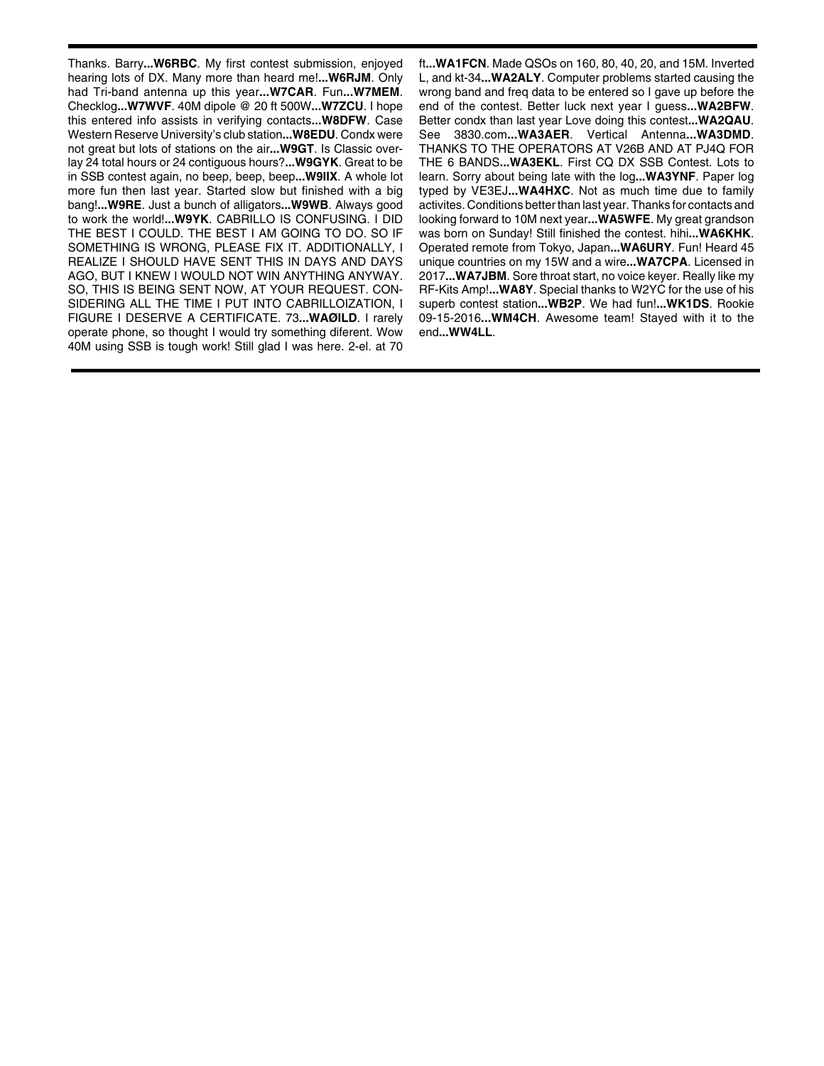Thanks. Barry**...W6RBC**. My first contest submission, enjoyed hearing lots of DX. Many more than heard me!**...W6RJM**. Only had Tri-band antenna up this year**...W7CAR**. Fun**...W7MEM**. Checklog**...W7WVF**. 40M dipole @ 20 ft 500W**...W7ZCU**. I hope this entered info assists in verifying contacts**...W8DFW**. Case Western Reserve University's club station**...W8EDU**. Condx were not great but lots of stations on the air**...W9GT**. Is Classic overlay 24 total hours or 24 contiguous hours?**...W9GYK**. Great to be in SSB contest again, no beep, beep, beep**...W9IIX**. A whole lot more fun then last year. Started slow but finished with a big bang!**...W9RE**. Just a bunch of alligators**...W9WB**. Always good to work the world!**...W9YK**. CABRILLO IS CONFUSING. I DID THE BEST I COULD. THE BEST I AM GOING TO DO. SO IF SOMETHING IS WRONG, PLEASE FIX IT. ADDITIONALLY, I REALIZE I SHOULD HAVE SENT THIS IN DAYS AND DAYS AGO, BUT I KNEW I WOULD NOT WIN ANYTHING ANYWAY. SO, THIS IS BEING SENT NOW, AT YOUR REQUEST. CONSIDERING ALL THE TIME I PUT INTO CABRILLOIZATION, I FIGURE I DESERVE A CERTIFICATE. 73**...WAØILD**. I rarely operate phone, so thought I would try something diferent. Wow 40M using SSB is tough work! Still glad I was here. 2-el. at 70 ft**...WA1FCN**. Made QSOs on 160, 80, 40, 20, and 15M. Inverted L, and kt-34**...WA2ALY**. Computer problems started causing the wrong band and freq data to be entered so I gave up before the end of the contest. Better luck next year I guess**...WA2BFW**. Better condx than last year Love doing this contest**...WA2QAU**. See 3830.com**...WA3AER**. Vertical Antenna**...WA3DMD**. THANKS TO THE OPERATORS AT V26B AND AT PJ4Q FOR THE 6 BANDS**...WA3EKL**. First CQ DX SSB Contest. Lots to learn. Sorry about being late with the log**...WA3YNF**. Paper log typed by VE3EJ**...WA4HXC**. Not as much time due to family activites. Conditions better than last year. Thanks for contacts and looking forward to 10M next year**...WA5WFE**. My great grandson was born on Sunday! Still finished the contest. hihi**...WA6KHK**. Operated remote from Tokyo, Japan**...WA6URY**. Fun! Heard 45 unique countries on my 15W and a wire**...WA7CPA**. Licensed in 2017**...WA7JBM**. Sore throat start, no voice keyer. Really like my RF-Kits Amp!**...WA8Y**. Special thanks to W2YC for the use of his superb contest station**...WB2P**. We had fun!**...WK1DS**. Rookie 09-15-2016**...WM4CH**. Awesome team! Stayed with it to the end**...WW4LL**.